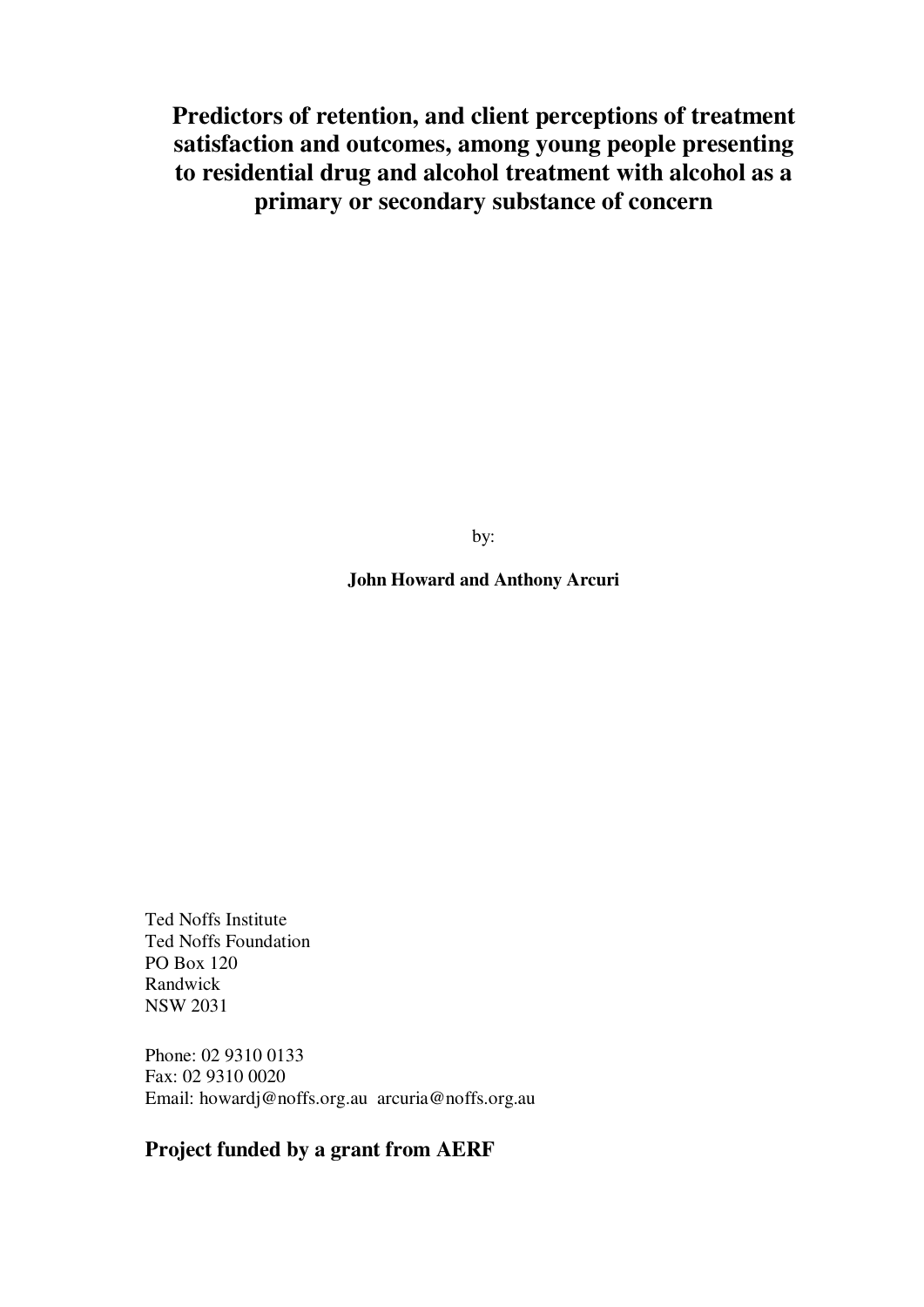# Predictors of retention, and client perceptions of treatment satisfaction and outcomes, among young people presenting to residential drug and alcohol treatment with alcohol as a primary or secondary substance of concern

by:

**John Howard and Anthony Arcuri**

Ted Noffs Institute
Ted Noffs Foundation
PO Box 120
Randwick
NSW 2031

Phone: 02 9310 0133
Fax: 02 9310 0020
Email: howardj@noffs.org.au arcuria@noffs.org.au

**Project funded by a grant from AERF**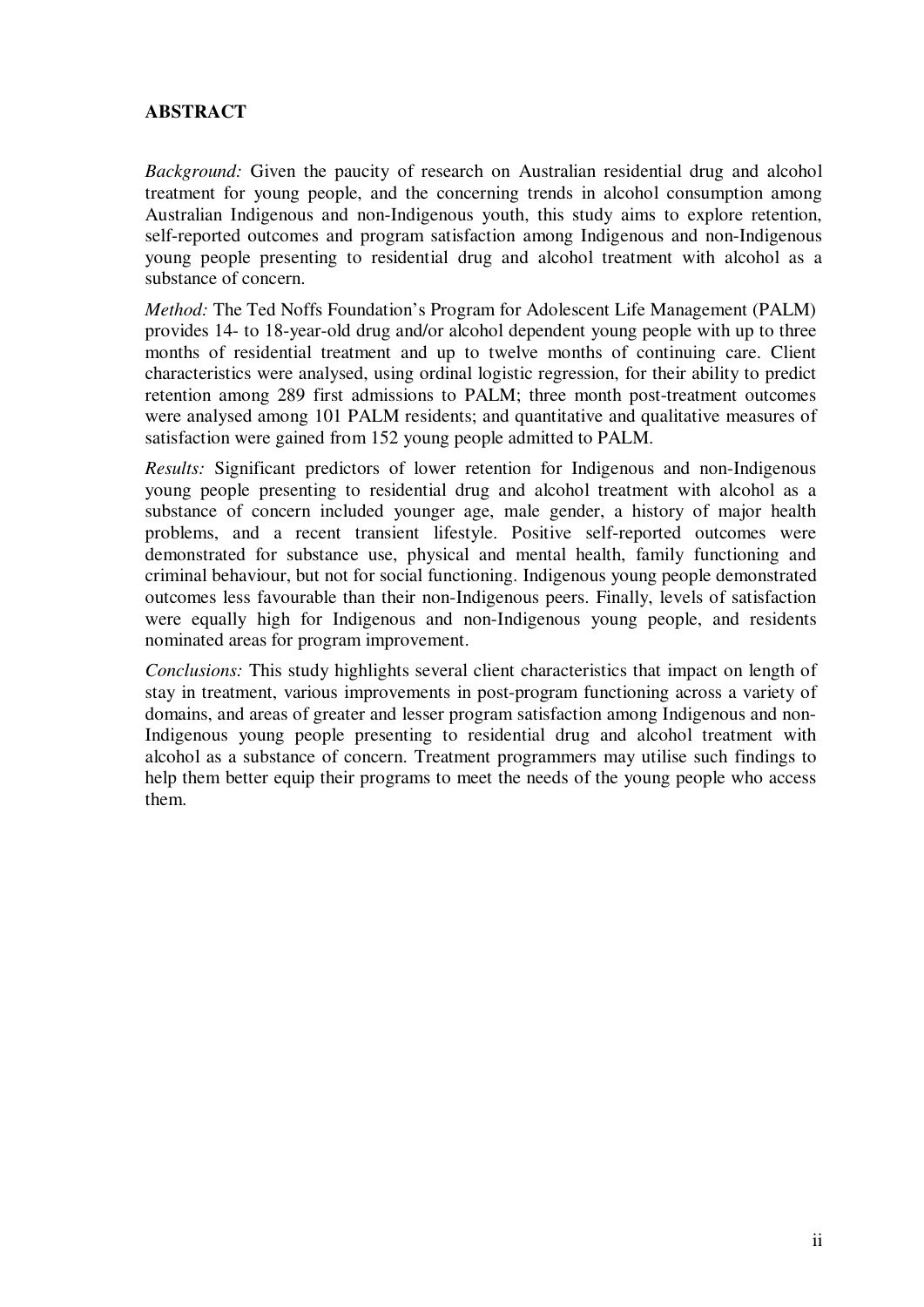## ABSTRACT

*Background:* Given the paucity of research on Australian residential drug and alcohol treatment for young people, and the concerning trends in alcohol consumption among Australian Indigenous and non-Indigenous youth, this study aims to explore retention, self-reported outcomes and program satisfaction among Indigenous and non-Indigenous young people presenting to residential drug and alcohol treatment with alcohol as a substance of concern.

*Method:* The Ted Noffs Foundation's Program for Adolescent Life Management (PALM) provides 14- to 18-year-old drug and/or alcohol dependent young people with up to three months of residential treatment and up to twelve months of continuing care. Client characteristics were analysed, using ordinal logistic regression, for their ability to predict retention among 289 first admissions to PALM; three month post-treatment outcomes were analysed among 101 PALM residents; and quantitative and qualitative measures of satisfaction were gained from 152 young people admitted to PALM.

*Results:* Significant predictors of lower retention for Indigenous and non-Indigenous young people presenting to residential drug and alcohol treatment with alcohol as a substance of concern included younger age, male gender, a history of major health problems, and a recent transient lifestyle. Positive self-reported outcomes were demonstrated for substance use, physical and mental health, family functioning and criminal behaviour, but not for social functioning. Indigenous young people demonstrated outcomes less favourable than their non-Indigenous peers. Finally, levels of satisfaction were equally high for Indigenous and non-Indigenous young people, and residents nominated areas for program improvement.

*Conclusions:* This study highlights several client characteristics that impact on length of stay in treatment, various improvements in post-program functioning across a variety of domains, and areas of greater and lesser program satisfaction among Indigenous and non-Indigenous young people presenting to residential drug and alcohol treatment with alcohol as a substance of concern. Treatment programmers may utilise such findings to help them better equip their programs to meet the needs of the young people who access them.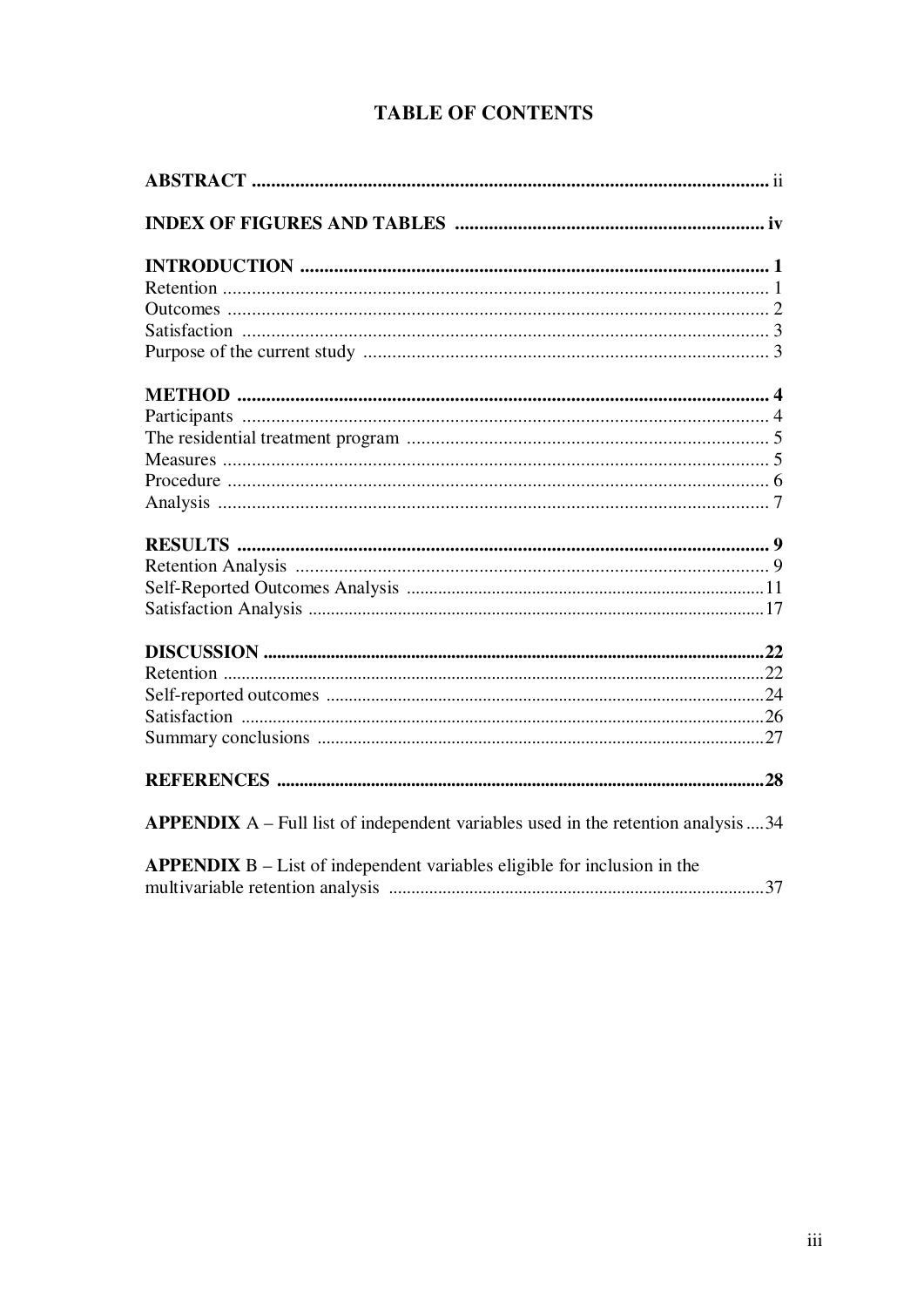# TABLE OF CONTENTS

**ABSTRACT** ............................................................................................................ ii

**INDEX OF FIGURES AND TABLES** ................................................................ iv

**INTRODUCTION** ................................................................................................. 1
Retention .................................................................................................................. 1
Outcomes ................................................................................................................. 2
Satisfaction .............................................................................................................. 3
Purpose of the current study .................................................................................... 3

**METHOD** .............................................................................................................. 4
Participants .............................................................................................................. 4
The residential treatment program ............................................................................ 5
Measures .................................................................................................................. 5
Procedure ................................................................................................................. 6
Analysis .................................................................................................................... 7

**RESULTS** ............................................................................................................... 9
Retention Analysis .................................................................................................... 9
Self-Reported Outcomes Analysis ............................................................................ 11
Satisfaction Analysis ................................................................................................. 17

**DISCUSSION** ........................................................................................................ 22
Retention .................................................................................................................. 22
Self-reported outcomes ............................................................................................. 24
Satisfaction .............................................................................................................. 26
Summary conclusions .............................................................................................. 27

**REFERENCES** ....................................................................................................... 28

**APPENDIX** A – Full list of independent variables used in the retention analysis .... 34

**APPENDIX** B – List of independent variables eligible for inclusion in the multivariable retention analysis ................................................................................... 37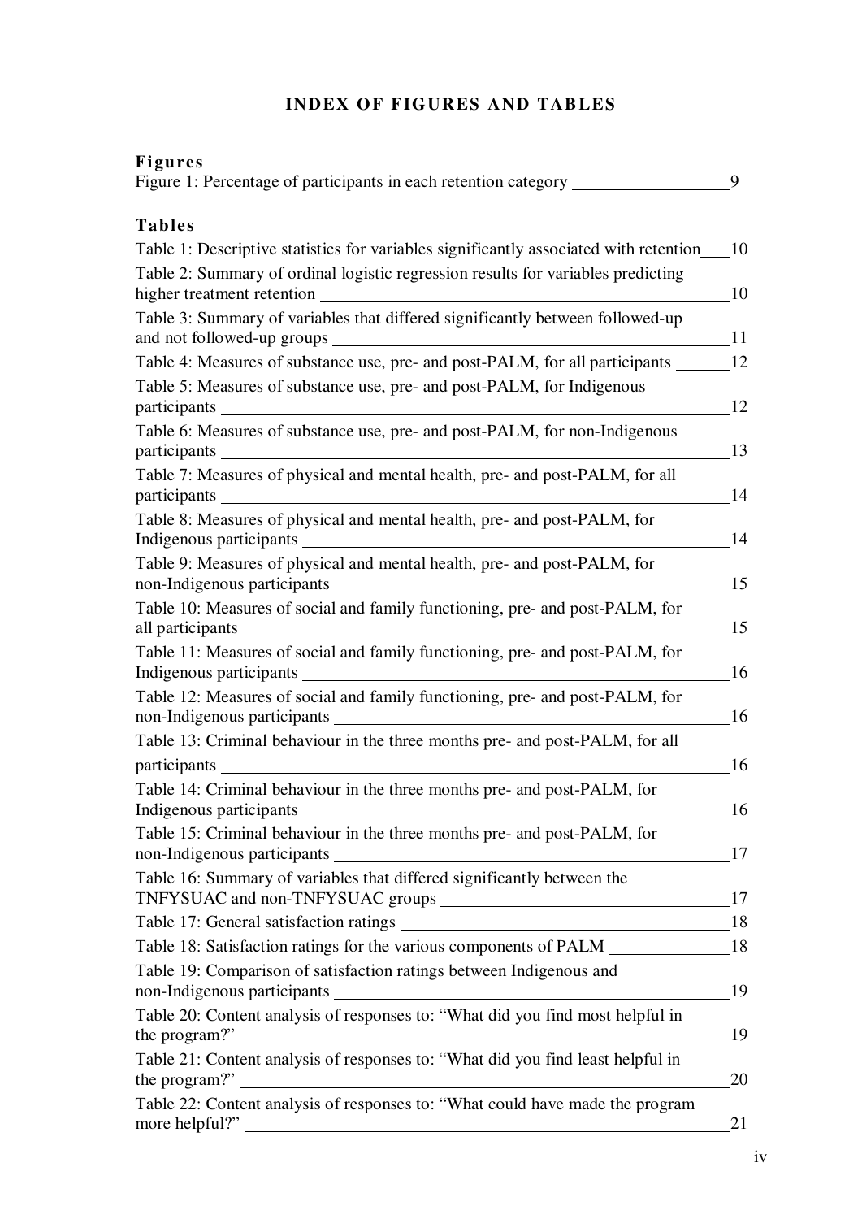# INDEX OF FIGURES AND TABLES

## Figures

Figure 1: Percentage of participants in each retention category 9

## Tables

Table 1: Descriptive statistics for variables significantly associated with retention 10

Table 2: Summary of ordinal logistic regression results for variables predicting higher treatment retention 10

Table 3: Summary of variables that differed significantly between followed-up and not followed-up groups 11

Table 4: Measures of substance use, pre- and post-PALM, for all participants 12

Table 5: Measures of substance use, pre- and post-PALM, for Indigenous participants 12

Table 6: Measures of substance use, pre- and post-PALM, for non-Indigenous participants 13

Table 7: Measures of physical and mental health, pre- and post-PALM, for all participants 14

Table 8: Measures of physical and mental health, pre- and post-PALM, for Indigenous participants 14

Table 9: Measures of physical and mental health, pre- and post-PALM, for non-Indigenous participants 15

Table 10: Measures of social and family functioning, pre- and post-PALM, for all participants 15

Table 11: Measures of social and family functioning, pre- and post-PALM, for Indigenous participants 16

Table 12: Measures of social and family functioning, pre- and post-PALM, for non-Indigenous participants 16

Table 13: Criminal behaviour in the three months pre- and post-PALM, for all participants 16

Table 14: Criminal behaviour in the three months pre- and post-PALM, for Indigenous participants 16

Table 15: Criminal behaviour in the three months pre- and post-PALM, for non-Indigenous participants 17

Table 16: Summary of variables that differed significantly between the TNFYSUAC and non-TNFYSUAC groups 17

Table 17: General satisfaction ratings 18

Table 18: Satisfaction ratings for the various components of PALM 18

Table 19: Comparison of satisfaction ratings between Indigenous and non-Indigenous participants 19

Table 20: Content analysis of responses to: "What did you find most helpful in the program?" 19

Table 21: Content analysis of responses to: "What did you find least helpful in the program?" 20

Table 22: Content analysis of responses to: "What could have made the program more helpful?" 21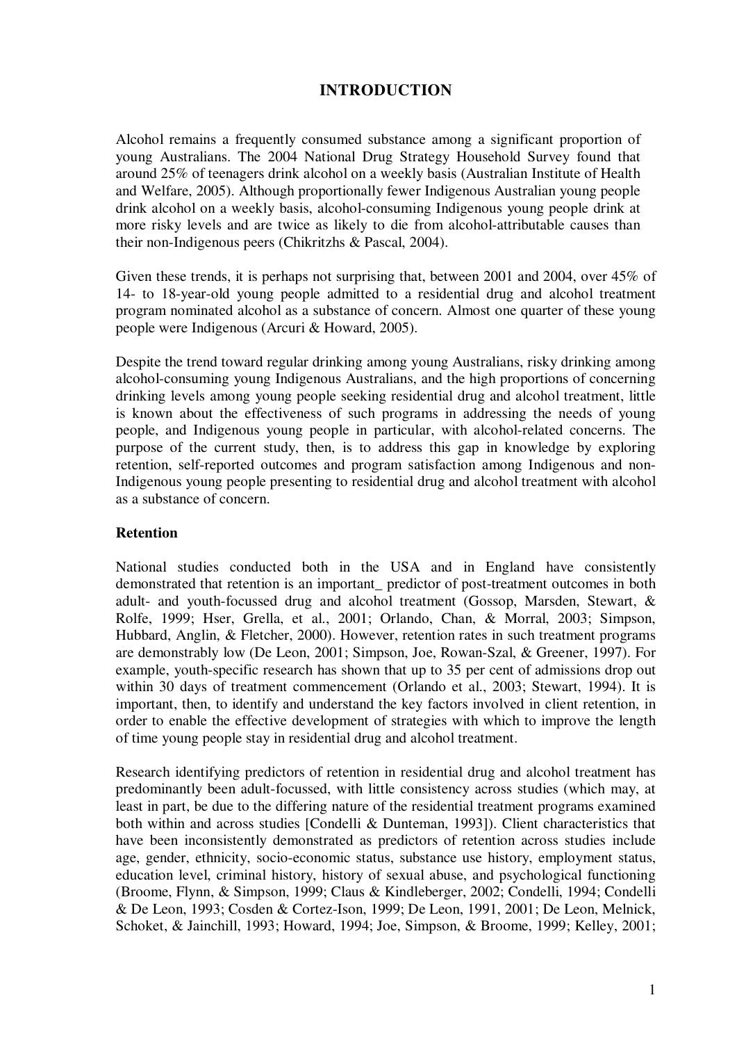# INTRODUCTION

Alcohol remains a frequently consumed substance among a significant proportion of young Australians. The 2004 National Drug Strategy Household Survey found that around 25% of teenagers drink alcohol on a weekly basis (Australian Institute of Health and Welfare, 2005). Although proportionally fewer Indigenous Australian young people drink alcohol on a weekly basis, alcohol-consuming Indigenous young people drink at more risky levels and are twice as likely to die from alcohol-attributable causes than their non-Indigenous peers (Chikritzhs & Pascal, 2004).

Given these trends, it is perhaps not surprising that, between 2001 and 2004, over 45% of 14- to 18-year-old young people admitted to a residential drug and alcohol treatment program nominated alcohol as a substance of concern. Almost one quarter of these young people were Indigenous (Arcuri & Howard, 2005).

Despite the trend toward regular drinking among young Australians, risky drinking among alcohol-consuming young Indigenous Australians, and the high proportions of concerning drinking levels among young people seeking residential drug and alcohol treatment, little is known about the effectiveness of such programs in addressing the needs of young people, and Indigenous young people in particular, with alcohol-related concerns. The purpose of the current study, then, is to address this gap in knowledge by exploring retention, self-reported outcomes and program satisfaction among Indigenous and non-Indigenous young people presenting to residential drug and alcohol treatment with alcohol as a substance of concern.

### Retention

National studies conducted both in the USA and in England have consistently demonstrated that retention is an important_ predictor of post-treatment outcomes in both adult- and youth-focussed drug and alcohol treatment (Gossop, Marsden, Stewart, & Rolfe, 1999; Hser, Grella, et al., 2001; Orlando, Chan, & Morral, 2003; Simpson, Hubbard, Anglin, & Fletcher, 2000). However, retention rates in such treatment programs are demonstrably low (De Leon, 2001; Simpson, Joe, Rowan-Szal, & Greener, 1997). For example, youth-specific research has shown that up to 35 per cent of admissions drop out within 30 days of treatment commencement (Orlando et al., 2003; Stewart, 1994). It is important, then, to identify and understand the key factors involved in client retention, in order to enable the effective development of strategies with which to improve the length of time young people stay in residential drug and alcohol treatment.

Research identifying predictors of retention in residential drug and alcohol treatment has predominantly been adult-focussed, with little consistency across studies (which may, at least in part, be due to the differing nature of the residential treatment programs examined both within and across studies [Condelli & Dunteman, 1993]). Client characteristics that have been inconsistently demonstrated as predictors of retention across studies include age, gender, ethnicity, socio-economic status, substance use history, employment status, education level, criminal history, history of sexual abuse, and psychological functioning (Broome, Flynn, & Simpson, 1999; Claus & Kindleberger, 2002; Condelli, 1994; Condelli & De Leon, 1993; Cosden & Cortez-Ison, 1999; De Leon, 1991, 2001; De Leon, Melnick, Schoket, & Jainchill, 1993; Howard, 1994; Joe, Simpson, & Broome, 1999; Kelley, 2001;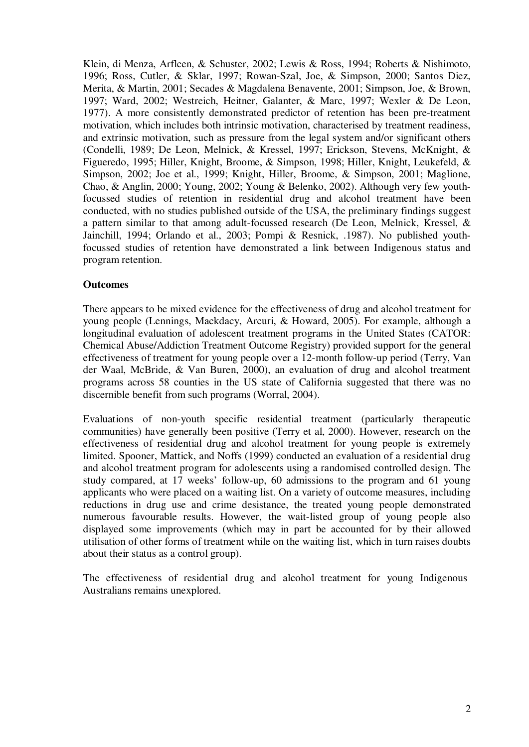Klein, di Menza, Arflcen, & Schuster, 2002; Lewis & Ross, 1994; Roberts & Nishimoto, 1996; Ross, Cutler, & Sklar, 1997; Rowan-Szal, Joe, & Simpson, 2000; Santos Diez, Merita, & Martin, 2001; Secades & Magdalena Benavente, 2001; Simpson, Joe, & Brown, 1997; Ward, 2002; Westreich, Heitner, Galanter, & Marc, 1997; Wexler & De Leon, 1977). A more consistently demonstrated predictor of retention has been pre-treatment motivation, which includes both intrinsic motivation, characterised by treatment readiness, and extrinsic motivation, such as pressure from the legal system and/or significant others (Condelli, 1989; De Leon, Melnick, & Kressel, 1997; Erickson, Stevens, McKnight, & Figueredo, 1995; Hiller, Knight, Broome, & Simpson, 1998; Hiller, Knight, Leukefeld, & Simpson, 2002; Joe et al., 1999; Knight, Hiller, Broome, & Simpson, 2001; Maglione, Chao, & Anglin, 2000; Young, 2002; Young & Belenko, 2002). Although very few youth-focussed studies of retention in residential drug and alcohol treatment have been conducted, with no studies published outside of the USA, the preliminary findings suggest a pattern similar to that among adult-focussed research (De Leon, Melnick, Kressel, & Jainchill, 1994; Orlando et al., 2003; Pompi & Resnick, .1987). No published youth-focussed studies of retention have demonstrated a link between Indigenous status and program retention.

**Outcomes**

There appears to be mixed evidence for the effectiveness of drug and alcohol treatment for young people (Lennings, Mackdacy, Arcuri, & Howard, 2005). For example, although a longitudinal evaluation of adolescent treatment programs in the United States (CATOR: Chemical Abuse/Addiction Treatment Outcome Registry) provided support for the general effectiveness of treatment for young people over a 12-month follow-up period (Terry, Van der Waal, McBride, & Van Buren, 2000), an evaluation of drug and alcohol treatment programs across 58 counties in the US state of California suggested that there was no discernible benefit from such programs (Worral, 2004).

Evaluations of non-youth specific residential treatment (particularly therapeutic communities) have generally been positive (Terry et al, 2000). However, research on the effectiveness of residential drug and alcohol treatment for young people is extremely limited. Spooner, Mattick, and Noffs (1999) conducted an evaluation of a residential drug and alcohol treatment program for adolescents using a randomised controlled design. The study compared, at 17 weeks' follow-up, 60 admissions to the program and 61 young applicants who were placed on a waiting list. On a variety of outcome measures, including reductions in drug use and crime desistance, the treated young people demonstrated numerous favourable results. However, the wait-listed group of young people also displayed some improvements (which may in part be accounted for by their allowed utilisation of other forms of treatment while on the waiting list, which in turn raises doubts about their status as a control group).

The effectiveness of residential drug and alcohol treatment for young Indigenous Australians remains unexplored.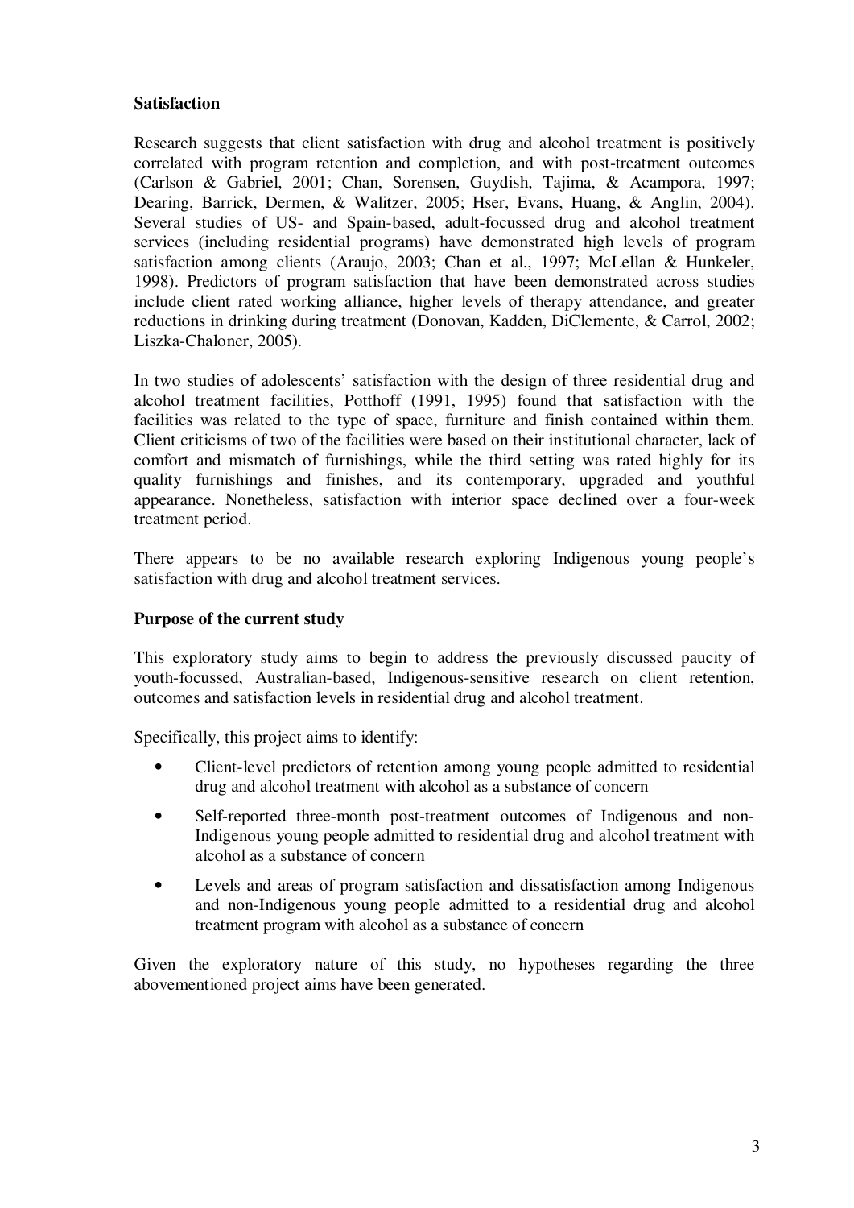**Satisfaction**

Research suggests that client satisfaction with drug and alcohol treatment is positively correlated with program retention and completion, and with post-treatment outcomes (Carlson & Gabriel, 2001; Chan, Sorensen, Guydish, Tajima, & Acampora, 1997; Dearing, Barrick, Dermen, & Walitzer, 2005; Hser, Evans, Huang, & Anglin, 2004). Several studies of US- and Spain-based, adult-focussed drug and alcohol treatment services (including residential programs) have demonstrated high levels of program satisfaction among clients (Araujo, 2003; Chan et al., 1997; McLellan & Hunkeler, 1998). Predictors of program satisfaction that have been demonstrated across studies include client rated working alliance, higher levels of therapy attendance, and greater reductions in drinking during treatment (Donovan, Kadden, DiClemente, & Carrol, 2002; Liszka-Chaloner, 2005).

In two studies of adolescents' satisfaction with the design of three residential drug and alcohol treatment facilities, Potthoff (1991, 1995) found that satisfaction with the facilities was related to the type of space, furniture and finish contained within them. Client criticisms of two of the facilities were based on their institutional character, lack of comfort and mismatch of furnishings, while the third setting was rated highly for its quality furnishings and finishes, and its contemporary, upgraded and youthful appearance. Nonetheless, satisfaction with interior space declined over a four-week treatment period.

There appears to be no available research exploring Indigenous young people's satisfaction with drug and alcohol treatment services.

**Purpose of the current study**

This exploratory study aims to begin to address the previously discussed paucity of youth-focussed, Australian-based, Indigenous-sensitive research on client retention, outcomes and satisfaction levels in residential drug and alcohol treatment.

Specifically, this project aims to identify:

- Client-level predictors of retention among young people admitted to residential drug and alcohol treatment with alcohol as a substance of concern
- Self-reported three-month post-treatment outcomes of Indigenous and non-Indigenous young people admitted to residential drug and alcohol treatment with alcohol as a substance of concern
- Levels and areas of program satisfaction and dissatisfaction among Indigenous and non-Indigenous young people admitted to a residential drug and alcohol treatment program with alcohol as a substance of concern

Given the exploratory nature of this study, no hypotheses regarding the three abovementioned project aims have been generated.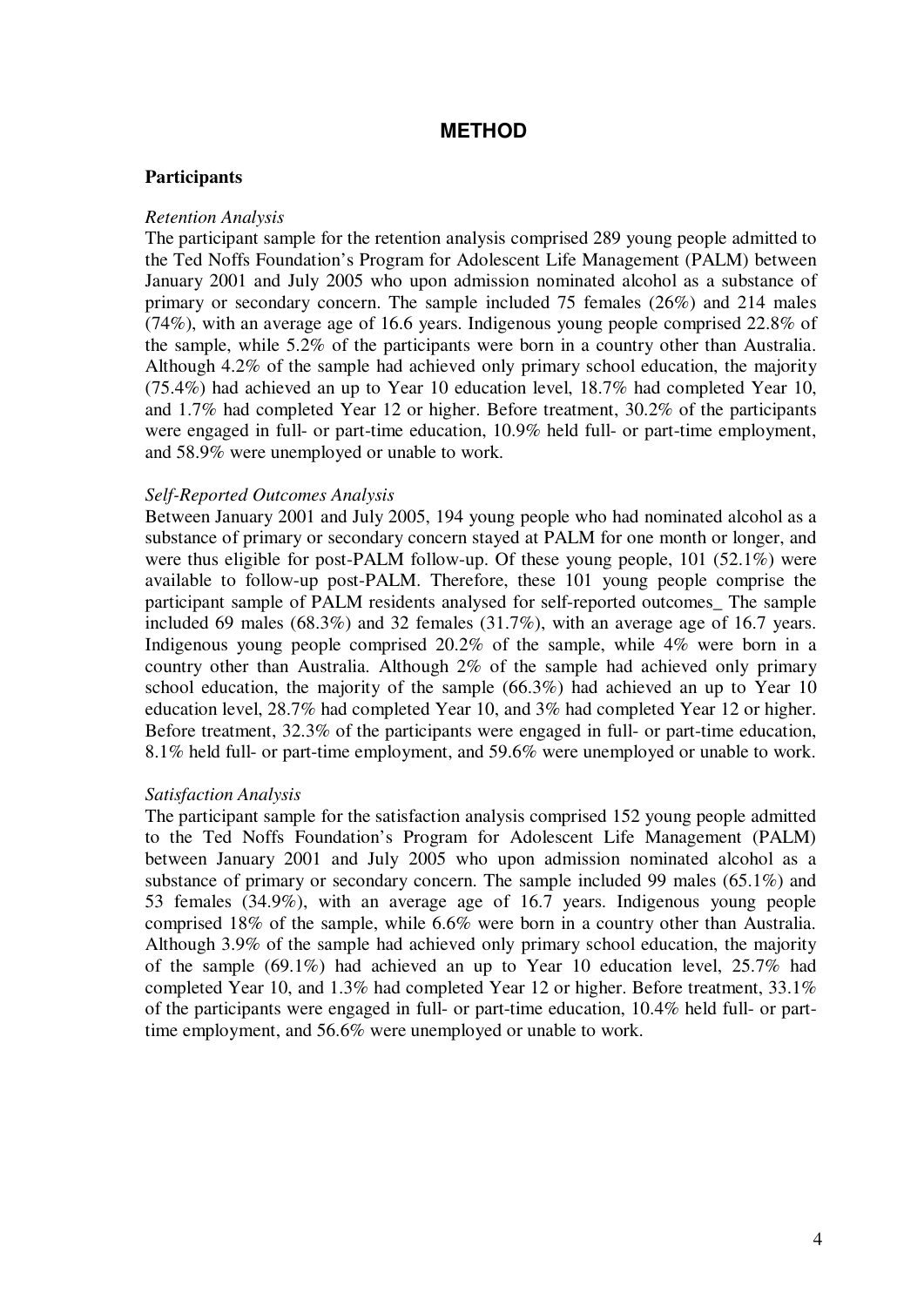# METHOD

## Participants

### *Retention Analysis*

The participant sample for the retention analysis comprised 289 young people admitted to the Ted Noffs Foundation's Program for Adolescent Life Management (PALM) between January 2001 and July 2005 who upon admission nominated alcohol as a substance of primary or secondary concern. The sample included 75 females (26%) and 214 males (74%), with an average age of 16.6 years. Indigenous young people comprised 22.8% of the sample, while 5.2% of the participants were born in a country other than Australia. Although 4.2% of the sample had achieved only primary school education, the majority (75.4%) had achieved an up to Year 10 education level, 18.7% had completed Year 10, and 1.7% had completed Year 12 or higher. Before treatment, 30.2% of the participants were engaged in full- or part-time education, 10.9% held full- or part-time employment, and 58.9% were unemployed or unable to work.

### *Self-Reported Outcomes Analysis*

Between January 2001 and July 2005, 194 young people who had nominated alcohol as a substance of primary or secondary concern stayed at PALM for one month or longer, and were thus eligible for post-PALM follow-up. Of these young people, 101 (52.1%) were available to follow-up post-PALM. Therefore, these 101 young people comprise the participant sample of PALM residents analysed for self-reported outcomes_ The sample included 69 males (68.3%) and 32 females (31.7%), with an average age of 16.7 years. Indigenous young people comprised 20.2% of the sample, while 4% were born in a country other than Australia. Although 2% of the sample had achieved only primary school education, the majority of the sample (66.3%) had achieved an up to Year 10 education level, 28.7% had completed Year 10, and 3% had completed Year 12 or higher. Before treatment, 32.3% of the participants were engaged in full- or part-time education, 8.1% held full- or part-time employment, and 59.6% were unemployed or unable to work.

### *Satisfaction Analysis*

The participant sample for the satisfaction analysis comprised 152 young people admitted to the Ted Noffs Foundation's Program for Adolescent Life Management (PALM) between January 2001 and July 2005 who upon admission nominated alcohol as a substance of primary or secondary concern. The sample included 99 males (65.1%) and 53 females (34.9%), with an average age of 16.7 years. Indigenous young people comprised 18% of the sample, while 6.6% were born in a country other than Australia. Although 3.9% of the sample had achieved only primary school education, the majority of the sample (69.1%) had achieved an up to Year 10 education level, 25.7% had completed Year 10, and 1.3% had completed Year 12 or higher. Before treatment, 33.1% of the participants were engaged in full- or part-time education, 10.4% held full- or part-time employment, and 56.6% were unemployed or unable to work.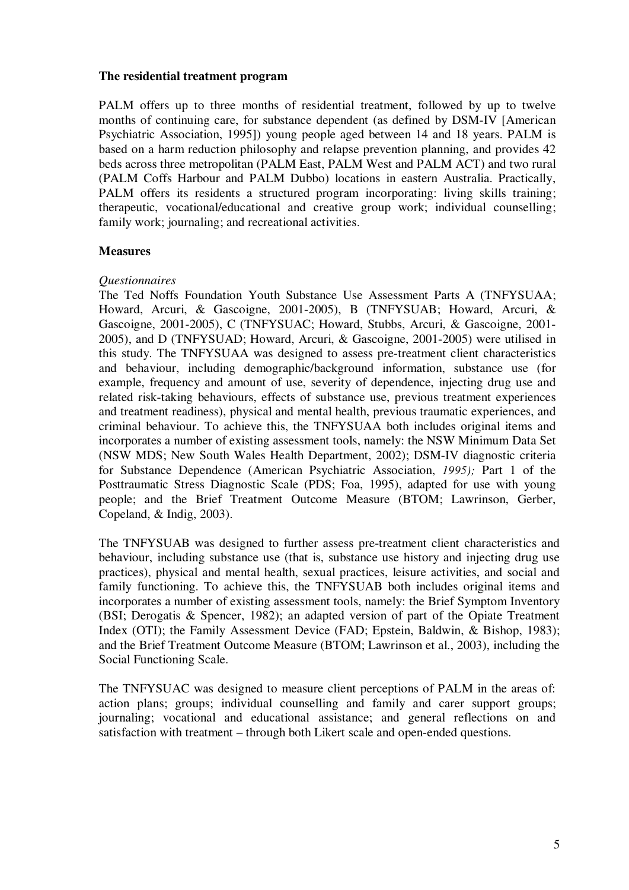**The residential treatment program**

PALM offers up to three months of residential treatment, followed by up to twelve months of continuing care, for substance dependent (as defined by DSM-IV [American Psychiatric Association, 1995]) young people aged between 14 and 18 years. PALM is based on a harm reduction philosophy and relapse prevention planning, and provides 42 beds across three metropolitan (PALM East, PALM West and PALM ACT) and two rural (PALM Coffs Harbour and PALM Dubbo) locations in eastern Australia. Practically, PALM offers its residents a structured program incorporating: living skills training; therapeutic, vocational/educational and creative group work; individual counselling; family work; journaling; and recreational activities.

**Measures**

*Questionnaires*

The Ted Noffs Foundation Youth Substance Use Assessment Parts A (TNFYSUAA; Howard, Arcuri, & Gascoigne, 2001-2005), B (TNFYSUAB; Howard, Arcuri, & Gascoigne, 2001-2005), C (TNFYSUAC; Howard, Stubbs, Arcuri, & Gascoigne, 2001-2005), and D (TNFYSUAD; Howard, Arcuri, & Gascoigne, 2001-2005) were utilised in this study. The TNFYSUAA was designed to assess pre-treatment client characteristics and behaviour, including demographic/background information, substance use (for example, frequency and amount of use, severity of dependence, injecting drug use and related risk-taking behaviours, effects of substance use, previous treatment experiences and treatment readiness), physical and mental health, previous traumatic experiences, and criminal behaviour. To achieve this, the TNFYSUAA both includes original items and incorporates a number of existing assessment tools, namely: the NSW Minimum Data Set (NSW MDS; New South Wales Health Department, 2002); DSM-IV diagnostic criteria for Substance Dependence (American Psychiatric Association, *1995);* Part 1 of the Posttraumatic Stress Diagnostic Scale (PDS; Foa, 1995), adapted for use with young people; and the Brief Treatment Outcome Measure (BTOM; Lawrinson, Gerber, Copeland, & Indig, 2003).

The TNFYSUAB was designed to further assess pre-treatment client characteristics and behaviour, including substance use (that is, substance use history and injecting drug use practices), physical and mental health, sexual practices, leisure activities, and social and family functioning. To achieve this, the TNFYSUAB both includes original items and incorporates a number of existing assessment tools, namely: the Brief Symptom Inventory (BSI; Derogatis & Spencer, 1982); an adapted version of part of the Opiate Treatment Index (OTI); the Family Assessment Device (FAD; Epstein, Baldwin, & Bishop, 1983); and the Brief Treatment Outcome Measure (BTOM; Lawrinson et al., 2003), including the Social Functioning Scale.

The TNFYSUAC was designed to measure client perceptions of PALM in the areas of: action plans; groups; individual counselling and family and carer support groups; journaling; vocational and educational assistance; and general reflections on and satisfaction with treatment – through both Likert scale and open-ended questions.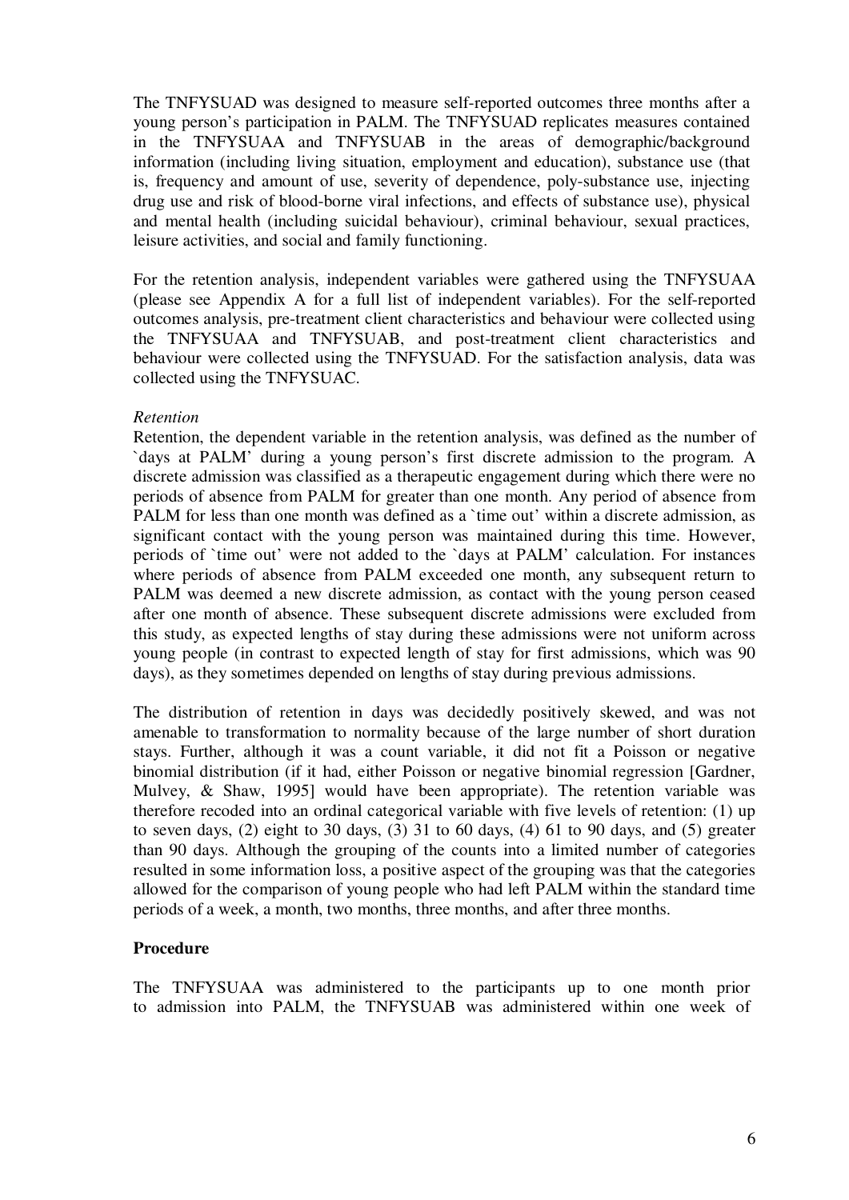The TNFYSUAD was designed to measure self-reported outcomes three months after a young person's participation in PALM. The TNFYSUAD replicates measures contained in the TNFYSUAA and TNFYSUAB in the areas of demographic/background information (including living situation, employment and education), substance use (that is, frequency and amount of use, severity of dependence, poly-substance use, injecting drug use and risk of blood-borne viral infections, and effects of substance use), physical and mental health (including suicidal behaviour), criminal behaviour, sexual practices, leisure activities, and social and family functioning.

For the retention analysis, independent variables were gathered using the TNFYSUAA (please see Appendix A for a full list of independent variables). For the self-reported outcomes analysis, pre-treatment client characteristics and behaviour were collected using the TNFYSUAA and TNFYSUAB, and post-treatment client characteristics and behaviour were collected using the TNFYSUAD. For the satisfaction analysis, data was collected using the TNFYSUAC.

*Retention*

Retention, the dependent variable in the retention analysis, was defined as the number of `days at PALM' during a young person's first discrete admission to the program. A discrete admission was classified as a therapeutic engagement during which there were no periods of absence from PALM for greater than one month. Any period of absence from PALM for less than one month was defined as a `time out' within a discrete admission, as significant contact with the young person was maintained during this time. However, periods of `time out' were not added to the `days at PALM' calculation. For instances where periods of absence from PALM exceeded one month, any subsequent return to PALM was deemed a new discrete admission, as contact with the young person ceased after one month of absence. These subsequent discrete admissions were excluded from this study, as expected lengths of stay during these admissions were not uniform across young people (in contrast to expected length of stay for first admissions, which was 90 days), as they sometimes depended on lengths of stay during previous admissions.

The distribution of retention in days was decidedly positively skewed, and was not amenable to transformation to normality because of the large number of short duration stays. Further, although it was a count variable, it did not fit a Poisson or negative binomial distribution (if it had, either Poisson or negative binomial regression [Gardner, Mulvey, & Shaw, 1995] would have been appropriate). The retention variable was therefore recoded into an ordinal categorical variable with five levels of retention: (1) up to seven days, (2) eight to 30 days, (3) 31 to 60 days, (4) 61 to 90 days, and (5) greater than 90 days. Although the grouping of the counts into a limited number of categories resulted in some information loss, a positive aspect of the grouping was that the categories allowed for the comparison of young people who had left PALM within the standard time periods of a week, a month, two months, three months, and after three months.

**Procedure**

The TNFYSUAA was administered to the participants up to one month prior to admission into PALM, the TNFYSUAB was administered within one week of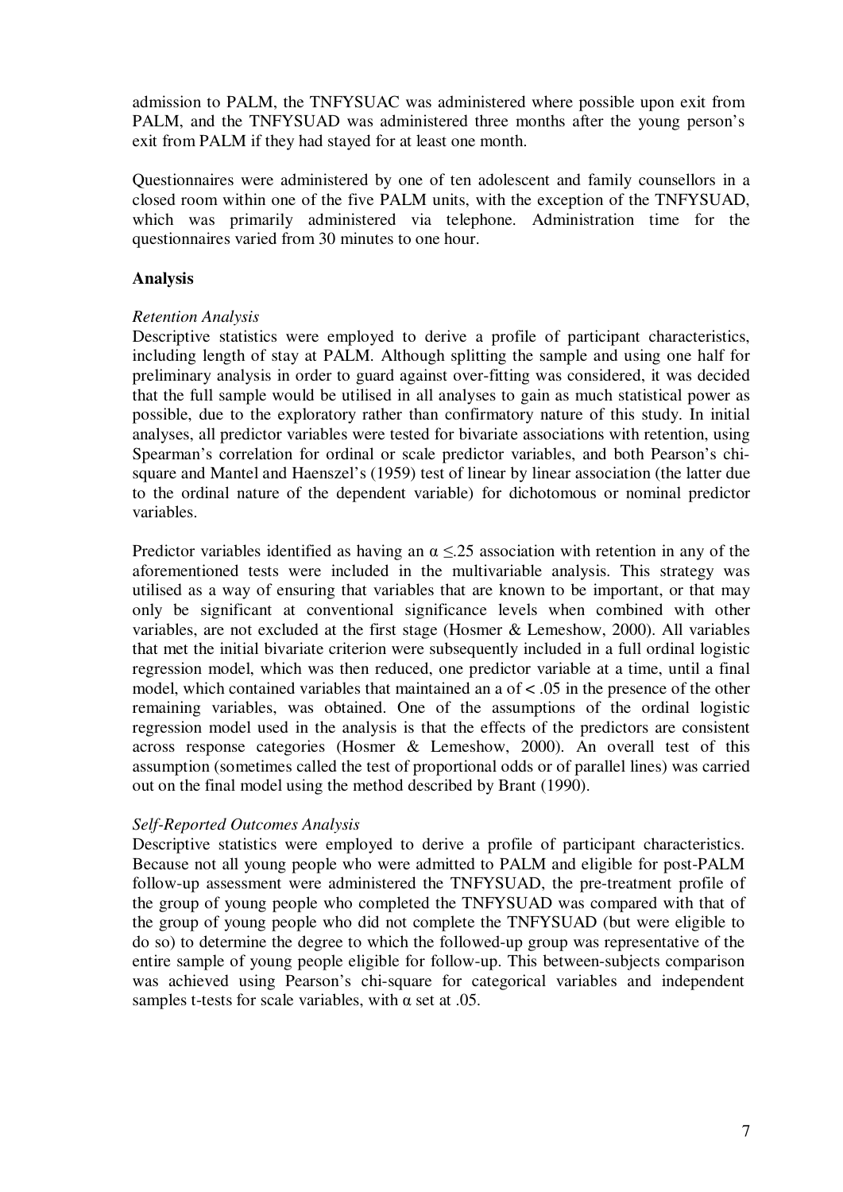admission to PALM, the TNFYSUAC was administered where possible upon exit from PALM, and the TNFYSUAD was administered three months after the young person's exit from PALM if they had stayed for at least one month.

Questionnaires were administered by one of ten adolescent and family counsellors in a closed room within one of the five PALM units, with the exception of the TNFYSUAD, which was primarily administered via telephone. Administration time for the questionnaires varied from 30 minutes to one hour.

## Analysis

### *Retention Analysis*

Descriptive statistics were employed to derive a profile of participant characteristics, including length of stay at PALM. Although splitting the sample and using one half for preliminary analysis in order to guard against over-fitting was considered, it was decided that the full sample would be utilised in all analyses to gain as much statistical power as possible, due to the exploratory rather than confirmatory nature of this study. In initial analyses, all predictor variables were tested for bivariate associations with retention, using Spearman's correlation for ordinal or scale predictor variables, and both Pearson's chi-square and Mantel and Haenszel's (1959) test of linear by linear association (the latter due to the ordinal nature of the dependent variable) for dichotomous or nominal predictor variables.

Predictor variables identified as having an $\alpha \leq .25$ association with retention in any of the aforementioned tests were included in the multivariable analysis. This strategy was utilised as a way of ensuring that variables that are known to be important, or that may only be significant at conventional significance levels when combined with other variables, are not excluded at the first stage (Hosmer & Lemeshow, 2000). All variables that met the initial bivariate criterion were subsequently included in a full ordinal logistic regression model, which was then reduced, one predictor variable at a time, until a final model, which contained variables that maintained an a of < .05 in the presence of the other remaining variables, was obtained. One of the assumptions of the ordinal logistic regression model used in the analysis is that the effects of the predictors are consistent across response categories (Hosmer & Lemeshow, 2000). An overall test of this assumption (sometimes called the test of proportional odds or of parallel lines) was carried out on the final model using the method described by Brant (1990).

### *Self-Reported Outcomes Analysis*

Descriptive statistics were employed to derive a profile of participant characteristics. Because not all young people who were admitted to PALM and eligible for post-PALM follow-up assessment were administered the TNFYSUAD, the pre-treatment profile of the group of young people who completed the TNFYSUAD was compared with that of the group of young people who did not complete the TNFYSUAD (but were eligible to do so) to determine the degree to which the followed-up group was representative of the entire sample of young people eligible for follow-up. This between-subjects comparison was achieved using Pearson's chi-square for categorical variables and independent samples t-tests for scale variables, with $\alpha$ set at .05.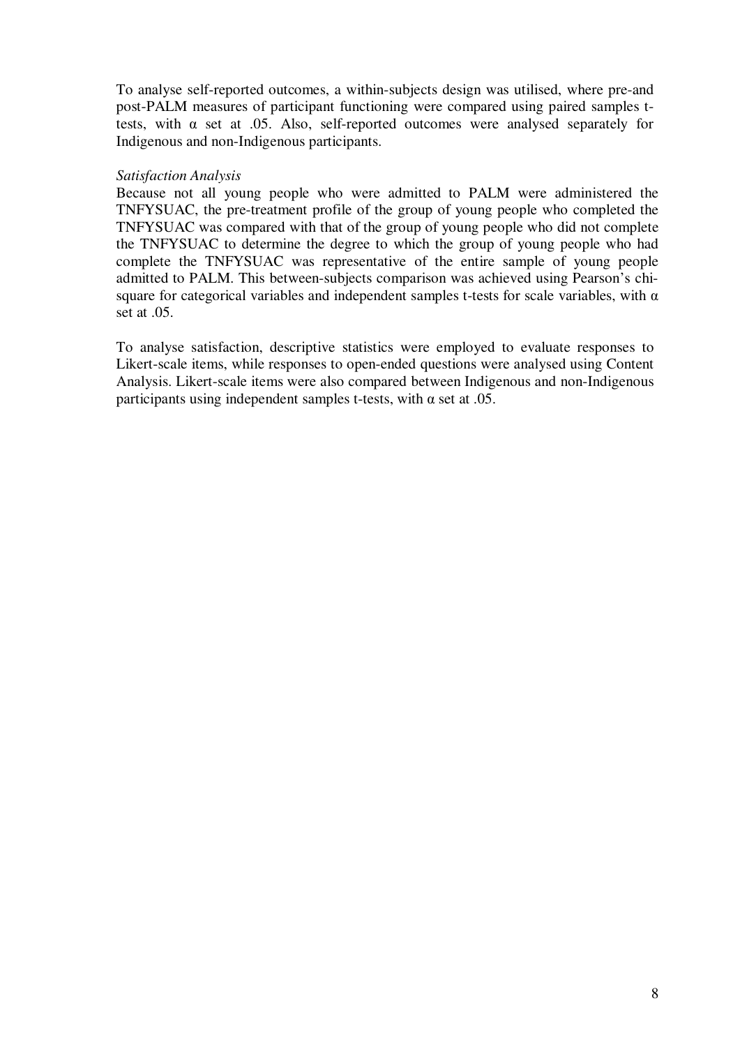To analyse self-reported outcomes, a within-subjects design was utilised, where pre-and post-PALM measures of participant functioning were compared using paired samples t-tests, with $\alpha$ set at .05. Also, self-reported outcomes were analysed separately for Indigenous and non-Indigenous participants.

*Satisfaction Analysis*

Because not all young people who were admitted to PALM were administered the TNFYSUAC, the pre-treatment profile of the group of young people who completed the TNFYSUAC was compared with that of the group of young people who did not complete the TNFYSUAC to determine the degree to which the group of young people who had complete the TNFYSUAC was representative of the entire sample of young people admitted to PALM. This between-subjects comparison was achieved using Pearson's chi-square for categorical variables and independent samples t-tests for scale variables, with $\alpha$ set at .05.

To analyse satisfaction, descriptive statistics were employed to evaluate responses to Likert-scale items, while responses to open-ended questions were analysed using Content Analysis. Likert-scale items were also compared between Indigenous and non-Indigenous participants using independent samples t-tests, with $\alpha$ set at .05.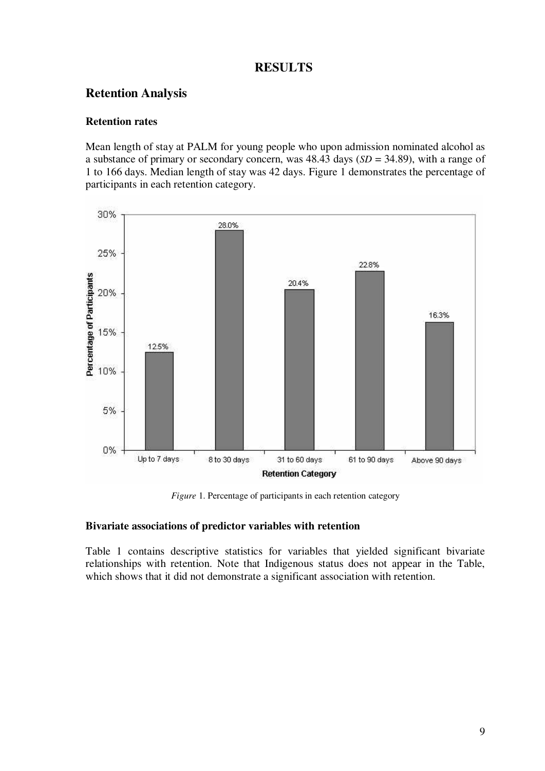# RESULTS

## Retention Analysis

### Retention rates

Mean length of stay at PALM for young people who upon admission nominated alcohol as a substance of primary or secondary concern, was 48.43 days (*SD* = 34.89), with a range of 1 to 166 days. Median length of stay was 42 days. Figure 1 demonstrates the percentage of participants in each retention category.

30%
25%
20%
15%
10%
5%
0%

Percentage of Participants

28.0%
22.8%
20.4%
16.3%
12.5%

Up to 7 days
8 to 30 days
31 to 60 days
61 to 90 days
Above 90 days

Retention Category

*Figure* 1. Percentage of participants in each retention category

### Bivariate associations of predictor variables with retention

Table 1 contains descriptive statistics for variables that yielded significant bivariate relationships with retention. Note that Indigenous status does not appear in the Table, which shows that it did not demonstrate a significant association with retention.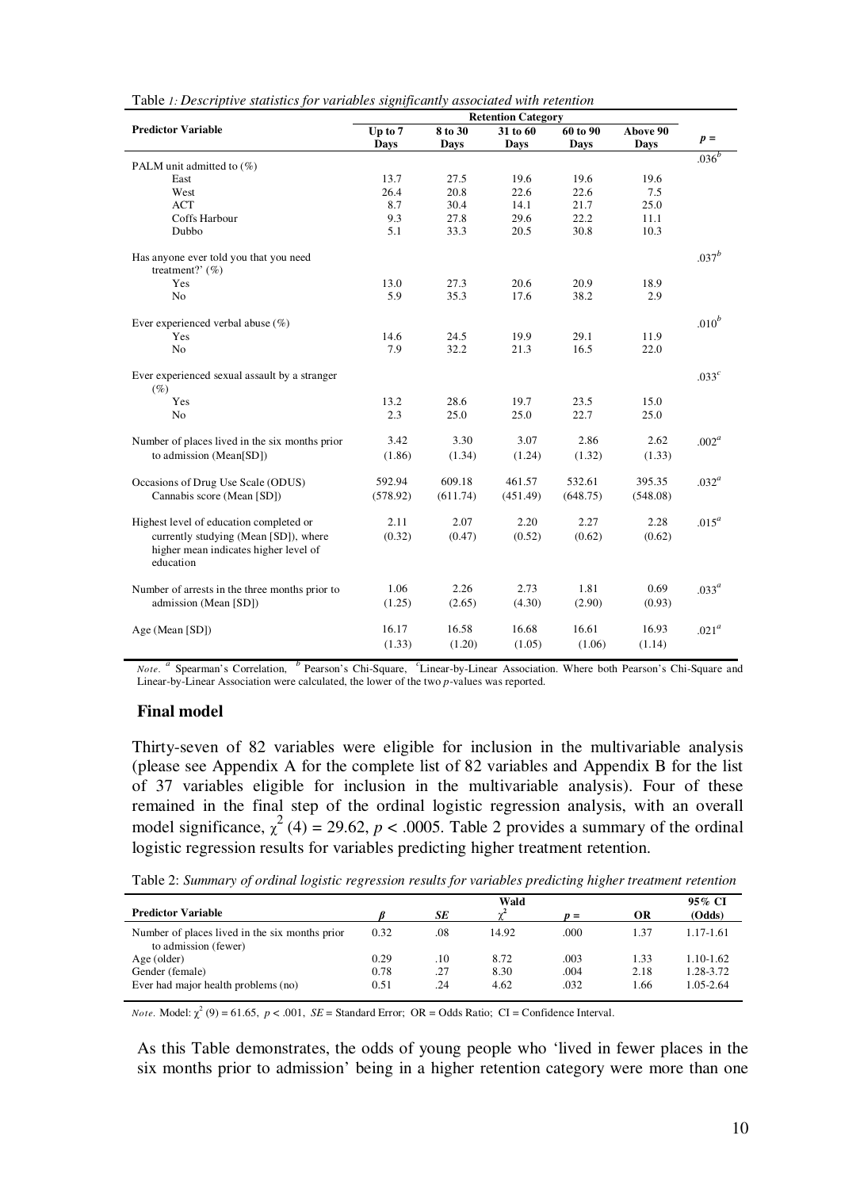Table *1: Descriptive statistics for variables significantly associated with retention*

| Predictor Variable | Retention Category | | | | | $p =$ |
|---|---|---|---|---|---|---|
| | Up to 7 Days | 8 to 30 Days | 31 to 60 Days | 60 to 90 Days | Above 90 Days | |
| PALM unit admitted to (%) | | | | | | .036[b] |
| East | 13.7 | 27.5 | 19.6 | 19.6 | 19.6 | |
| West | 26.4 | 20.8 | 22.6 | 22.6 | 7.5 | |
| ACT | 8.7 | 30.4 | 14.1 | 21.7 | 25.0 | |
| Coffs Harbour | 9.3 | 27.8 | 29.6 | 22.2 | 11.1 | |
| Dubbo | 5.1 | 33.3 | 20.5 | 30.8 | 10.3 | |
| Has anyone ever told you that you need treatment?' (%) | | | | | | .037[b] |
| Yes | 13.0 | 27.3 | 20.6 | 20.9 | 18.9 | |
| No | 5.9 | 35.3 | 17.6 | 38.2 | 2.9 | |
| Ever experienced verbal abuse (%) | | | | | | .010[b] |
| Yes | 14.6 | 24.5 | 19.9 | 29.1 | 11.9 | |
| No | 7.9 | 32.2 | 21.3 | 16.5 | 22.0 | |
| Ever experienced sexual assault by a stranger (%) | | | | | | .033[c] |
| Yes | 13.2 | 28.6 | 19.7 | 23.5 | 15.0 | |
| No | 2.3 | 25.0 | 25.0 | 22.7 | 25.0 | |
| Number of places lived in the six months prior to admission (Mean[SD]) | 3.42 (1.86) | 3.30 (1.34) | 3.07 (1.24) | 2.86 (1.32) | 2.62 (1.33) | .002[a] |
| Occasions of Drug Use Scale (ODUS) Cannabis score (Mean [SD]) | 592.94 (578.92) | 609.18 (611.74) | 461.57 (451.49) | 532.61 (648.75) | 395.35 (548.08) | .032[a] |
| Highest level of education completed or currently studying (Mean [SD]), where higher mean indicates higher level of education | 2.11 (0.32) | 2.07 (0.47) | 2.20 (0.52) | 2.27 (0.62) | 2.28 (0.62) | .015[a] |
| Number of arrests in the three months prior to admission (Mean [SD]) | 1.06 (1.25) | 2.26 (2.65) | 2.73 (4.30) | 1.81 (2.90) | 0.69 (0.93) | .033[a] |
| Age (Mean [SD]) | 16.17 (1.33) | 16.58 (1.20) | 16.68 (1.05) | 16.61 (1.06) | 16.93 (1.14) | .021[a] |

*Note.* [a] Spearman's Correlation, [b] Pearson's Chi-Square, [c]Linear-by-Linear Association. Where both Pearson's Chi-Square and Linear-by-Linear Association were calculated, the lower of the two *p*-values was reported.

### Final model

Thirty-seven of 82 variables were eligible for inclusion in the multivariable analysis (please see Appendix A for the complete list of 82 variables and Appendix B for the list of 37 variables eligible for inclusion in the multivariable analysis). Four of these remained in the final step of the ordinal logistic regression analysis, with an overall model significance, $\chi^2$ (4) = 29.62, $p < .0005$. Table 2 provides a summary of the ordinal logistic regression results for variables predicting higher treatment retention.

Table 2: *Summary of ordinal logistic regression results for variables predicting higher treatment retention*

| Predictor Variable | $\beta$ | *SE* | Wald $\chi^2$ | $p =$ | OR | 95% CI (Odds) |
|---|---|---|---|---|---|---|
| Number of places lived in the six months prior to admission (fewer) | 0.32 | .08 | 14.92 | .000 | 1.37 | 1.17-1.61 |
| Age (older) | 0.29 | .10 | 8.72 | .003 | 1.33 | 1.10-1.62 |
| Gender (female) | 0.78 | .27 | 8.30 | .004 | 2.18 | 1.28-3.72 |
| Ever had major health problems (no) | 0.51 | .24 | 4.62 | .032 | 1.66 | 1.05-2.64 |

*Note.* Model: $\chi^2$ (9) = 61.65, $p < .001$, *SE* = Standard Error; OR = Odds Ratio; CI = Confidence Interval.

As this Table demonstrates, the odds of young people who 'lived in fewer places in the six months prior to admission' being in a higher retention category were more than one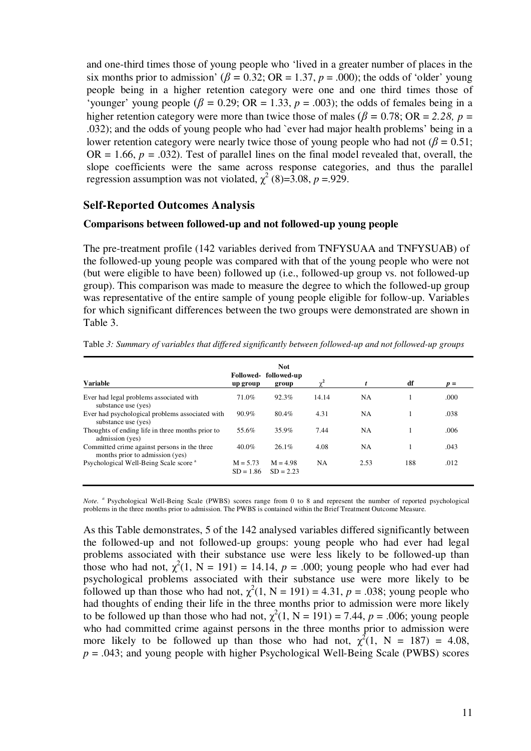and one-third times those of young people who 'lived in a greater number of places in the six months prior to admission' ($\beta$ = 0.32; OR = 1.37, $p$ = .000); the odds of 'older' young people being in a higher retention category were one and one third times those of 'younger' young people ($\beta$ = 0.29; OR = 1.33, $p$ = .003); the odds of females being in a higher retention category were more than twice those of males ($\beta$ = 0.78; OR = *2.28, p* = .032); and the odds of young people who had `ever had major health problems' being in a lower retention category were nearly twice those of young people who had not ($\beta$ = 0.51; OR = 1.66, $p$ = .032). Test of parallel lines on the final model revealed that, overall, the slope coefficients were the same across response categories, and thus the parallel regression assumption was not violated, $\chi^2$ (8)=3.08, $p$ =.929.

## Self-Reported Outcomes Analysis

### Comparisons between followed-up and not followed-up young people

The pre-treatment profile (142 variables derived from TNFYSUAA and TNFYSUAB) of the followed-up young people was compared with that of the young people who were not (but were eligible to have been) followed up (i.e., followed-up group vs. not followed-up group). This comparison was made to measure the degree to which the followed-up group was representative of the entire sample of young people eligible for follow-up. Variables for which significant differences between the two groups were demonstrated are shown in Table 3.

Table *3: Summary of variables that differed significantly between followed-up and not followed-up groups*

| Variable | Followed-up group | Not followed-up group | $\chi^2$ | $t$ | df | $p =$ |
|---|---|---|---|---|---|---|
| Ever had legal problems associated with substance use (yes) | 71.0% | 92.3% | 14.14 | NA | 1 | .000 |
| Ever had psychological problems associated with substance use (yes) | 90.9% | 80.4% | 4.31 | NA | 1 | .038 |
| Thoughts of ending life in three months prior to admission (yes) | 55.6% | 35.9% | 7.44 | NA | 1 | .006 |
| Committed crime against persons in the three months prior to admission (yes) | 40.0% | 26.1% | 4.08 | NA | 1 | .043 |
| Psychological Well-Being Scale score [a] | M = 5.73 SD = 1.86 | M = 4.98 SD = 2.23 | NA | 2.53 | 188 | .012 |

*Note.* [a] Psychological Well-Being Scale (PWBS) scores range from 0 to 8 and represent the number of reported psychological problems in the three months prior to admission. The PWBS is contained within the Brief Treatment Outcome Measure.

As this Table demonstrates, 5 of the 142 analysed variables differed significantly between the followed-up and not followed-up groups: young people who had ever had legal problems associated with their substance use were less likely to be followed-up than those who had not, $\chi^2$(1, N = 191) = 14.14, $p$ = .000; young people who had ever had psychological problems associated with their substance use were more likely to be followed up than those who had not, $\chi^2$(1, N = 191) = 4.31, $p$ = .038; young people who had thoughts of ending their life in the three months prior to admission were more likely to be followed up than those who had not, $\chi^2$(1, N = 191) = 7.44, $p$ = .006; young people who had committed crime against persons in the three months prior to admission were more likely to be followed up than those who had not, $\chi^2$(1, N = 187) = 4.08, $p$ = .043; and young people with higher Psychological Well-Being Scale (PWBS) scores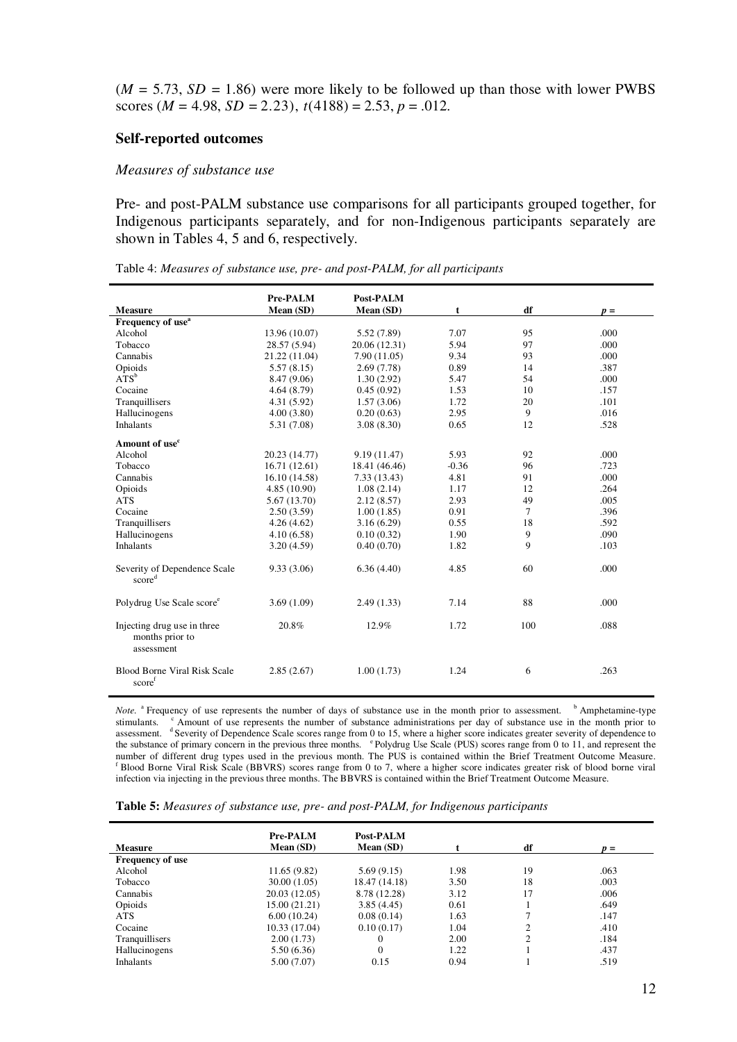($M$ = 5.73, $SD$ = 1.86) were more likely to be followed up than those with lower PWBS scores ($M$ = 4.98, $SD$ = 2.23), $t(4188) = 2.53$, $p = .012$.

### Self-reported outcomes

#### *Measures of substance use*

Pre- and post-PALM substance use comparisons for all participants grouped together, for Indigenous participants separately, and for non-Indigenous participants separately are shown in Tables 4, 5 and 6, respectively.

Table 4: *Measures of substance use, pre- and post-PALM, for all participants*

| Measure | Pre-PALM Mean (SD) | Post-PALM Mean (SD) | t | df | p = |
|---|---|---|---|---|---|
| **Frequency of use**[a] | | | | | |
| Alcohol | 13.96 (10.07) | 5.52 (7.89) | 7.07 | 95 | .000 |
| Tobacco | 28.57 (5.94) | 20.06 (12.31) | 5.94 | 97 | .000 |
| Cannabis | 21.22 (11.04) | 7.90 (11.05) | 9.34 | 93 | .000 |
| Opioids | 5.57 (8.15) | 2.69 (7.78) | 0.89 | 14 | .387 |
| ATS[b] | 8.47 (9.06) | 1.30 (2.92) | 5.47 | 54 | .000 |
| Cocaine | 4.64 (8.79) | 0.45 (0.92) | 1.53 | 10 | .157 |
| Tranquillisers | 4.31 (5.92) | 1.57 (3.06) | 1.72 | 20 | .101 |
| Hallucinogens | 4.00 (3.80) | 0.20 (0.63) | 2.95 | 9 | .016 |
| Inhalants | 5.31 (7.08) | 3.08 (8.30) | 0.65 | 12 | .528 |
| **Amount of use**[c] | | | | | |
| Alcohol | 20.23 (14.77) | 9.19 (11.47) | 5.93 | 92 | .000 |
| Tobacco | 16.71 (12.61) | 18.41 (46.46) | -0.36 | 96 | .723 |
| Cannabis | 16.10 (14.58) | 7.33 (13.43) | 4.81 | 91 | .000 |
| Opioids | 4.85 (10.90) | 1.08 (2.14) | 1.17 | 12 | .264 |
| ATS | 5.67 (13.70) | 2.12 (8.57) | 2.93 | 49 | .005 |
| Cocaine | 2.50 (3.59) | 1.00 (1.85) | 0.91 | 7 | .396 |
| Tranquillisers | 4.26 (4.62) | 3.16 (6.29) | 0.55 | 18 | .592 |
| Hallucinogens | 4.10 (6.58) | 0.10 (0.32) | 1.90 | 9 | .090 |
| Inhalants | 3.20 (4.59) | 0.40 (0.70) | 1.82 | 9 | .103 |
| Severity of Dependence Scale score[d] | 9.33 (3.06) | 6.36 (4.40) | 4.85 | 60 | .000 |
| Polydrug Use Scale score[e] | 3.69 (1.09) | 2.49 (1.33) | 7.14 | 88 | .000 |
| Injecting drug use in three months prior to assessment | 20.8% | 12.9% | 1.72 | 100 | .088 |
| Blood Borne Viral Risk Scale score[f] | 2.85 (2.67) | 1.00 (1.73) | 1.24 | 6 | .263 |

*Note.* [a] Frequency of use represents the number of days of substance use in the month prior to assessment. [b] Amphetamine-type stimulants. [c] Amount of use represents the number of substance administrations per day of substance use in the month prior to assessment. [d] Severity of Dependence Scale scores range from 0 to 15, where a higher score indicates greater severity of dependence to the substance of primary concern in the previous three months. [e] Polydrug Use Scale (PUS) scores range from 0 to 11, and represent the number of different drug types used in the previous month. The PUS is contained within the Brief Treatment Outcome Measure. [f] Blood Borne Viral Risk Scale (BBVRS) scores range from 0 to 7, where a higher score indicates greater risk of blood borne viral infection via injecting in the previous three months. The BBVRS is contained within the Brief Treatment Outcome Measure.

**Table 5:** *Measures of substance use, pre- and post-PALM, for Indigenous participants*

| Measure | Pre-PALM Mean (SD) | Post-PALM Mean (SD) | t | df | p = |
|---|---|---|---|---|---|
| **Frequency of use** | | | | | |
| Alcohol | 11.65 (9.82) | 5.69 (9.15) | 1.98 | 19 | .063 |
| Tobacco | 30.00 (1.05) | 18.47 (14.18) | 3.50 | 18 | .003 |
| Cannabis | 20.03 (12.05) | 8.78 (12.28) | 3.12 | 17 | .006 |
| Opioids | 15.00 (21.21) | 3.85 (4.45) | 0.61 | 1 | .649 |
| ATS | 6.00 (10.24) | 0.08 (0.14) | 1.63 | 7 | .147 |
| Cocaine | 10.33 (17.04) | 0.10 (0.17) | 1.04 | 2 | .410 |
| Tranquillisers | 2.00 (1.73) | 0 | 2.00 | 2 | .184 |
| Hallucinogens | 5.50 (6.36) | 0 | 1.22 | 1 | .437 |
| Inhalants | 5.00 (7.07) | 0.15 | 0.94 | 1 | .519 |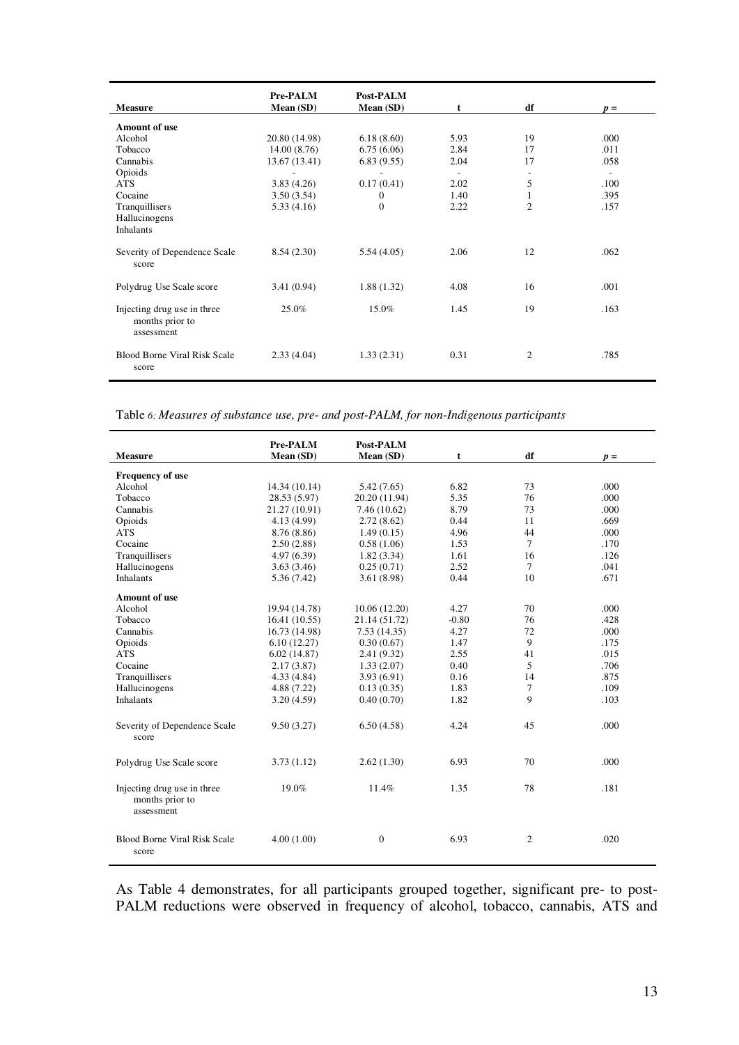| Measure | Pre-PALM Mean (SD) | Post-PALM Mean (SD) | t | df | p = |
|---|---|---|---|---|---|
| **Amount of use** | | | | | |
| Alcohol | 20.80 (14.98) | 6.18 (8.60) | 5.93 | 19 | .000 |
| Tobacco | 14.00 (8.76) | 6.75 (6.06) | 2.84 | 17 | .011 |
| Cannabis | 13.67 (13.41) | 6.83 (9.55) | 2.04 | 17 | .058 |
| Opioids | - | - | - | - | - |
| ATS | 3.83 (4.26) | 0.17 (0.41) | 2.02 | 5 | .100 |
| Cocaine | 3.50 (3.54) | 0 | 1.40 | 1 | .395 |
| Tranquillisers | 5.33 (4.16) | 0 | 2.22 | 2 | .157 |
| Hallucinogens | | | | | |
| Inhalants | | | | | |
| Severity of Dependence Scale score | 8.54 (2.30) | 5.54 (4.05) | 2.06 | 12 | .062 |
| Polydrug Use Scale score | 3.41 (0.94) | 1.88 (1.32) | 4.08 | 16 | .001 |
| Injecting drug use in three months prior to assessment | 25.0% | 15.0% | 1.45 | 19 | .163 |
| Blood Borne Viral Risk Scale score | 2.33 (4.04) | 1.33 (2.31) | 0.31 | 2 | .785 |

Table *6: Measures of substance use, pre- and post-PALM, for non-Indigenous participants*

| Measure | Pre-PALM Mean (SD) | Post-PALM Mean (SD) | t | df | p = |
|---|---|---|---|---|---|
| **Frequency of use** | | | | | |
| Alcohol | 14.34 (10.14) | 5.42 (7.65) | 6.82 | 73 | .000 |
| Tobacco | 28.53 (5.97) | 20.20 (11.94) | 5.35 | 76 | .000 |
| Cannabis | 21.27 (10.91) | 7.46 (10.62) | 8.79 | 73 | .000 |
| Opioids | 4.13 (4.99) | 2.72 (8.62) | 0.44 | 11 | .669 |
| ATS | 8.76 (8.86) | 1.49 (0.15) | 4.96 | 44 | .000 |
| Cocaine | 2.50 (2.88) | 0.58 (1.06) | 1.53 | 7 | .170 |
| Tranquillisers | 4.97 (6.39) | 1.82 (3.34) | 1.61 | 16 | .126 |
| Hallucinogens | 3.63 (3.46) | 0.25 (0.71) | 2.52 | 7 | .041 |
| Inhalants | 5.36 (7.42) | 3.61 (8.98) | 0.44 | 10 | .671 |
| **Amount of use** | | | | | |
| Alcohol | 19.94 (14.78) | 10.06 (12.20) | 4.27 | 70 | .000 |
| Tobacco | 16.41 (10.55) | 21.14 (51.72) | -0.80 | 76 | .428 |
| Cannabis | 16.73 (14.98) | 7.53 (14.35) | 4.27 | 72 | .000 |
| Opioids | 6.10 (12.27) | 0.30 (0.67) | 1.47 | 9 | .175 |
| ATS | 6.02 (14.87) | 2.41 (9.32) | 2.55 | 41 | .015 |
| Cocaine | 2.17 (3.87) | 1.33 (2.07) | 0.40 | 5 | .706 |
| Tranquillisers | 4.33 (4.84) | 3.93 (6.91) | 0.16 | 14 | .875 |
| Hallucinogens | 4.88 (7.22) | 0.13 (0.35) | 1.83 | 7 | .109 |
| Inhalants | 3.20 (4.59) | 0.40 (0.70) | 1.82 | 9 | .103 |
| Severity of Dependence Scale score | 9.50 (3.27) | 6.50 (4.58) | 4.24 | 45 | .000 |
| Polydrug Use Scale score | 3.73 (1.12) | 2.62 (1.30) | 6.93 | 70 | .000 |
| Injecting drug use in three months prior to assessment | 19.0% | 11.4% | 1.35 | 78 | .181 |
| Blood Borne Viral Risk Scale score | 4.00 (1.00) | 0 | 6.93 | 2 | .020 |

As Table 4 demonstrates, for all participants grouped together, significant pre- to post-PALM reductions were observed in frequency of alcohol, tobacco, cannabis, ATS and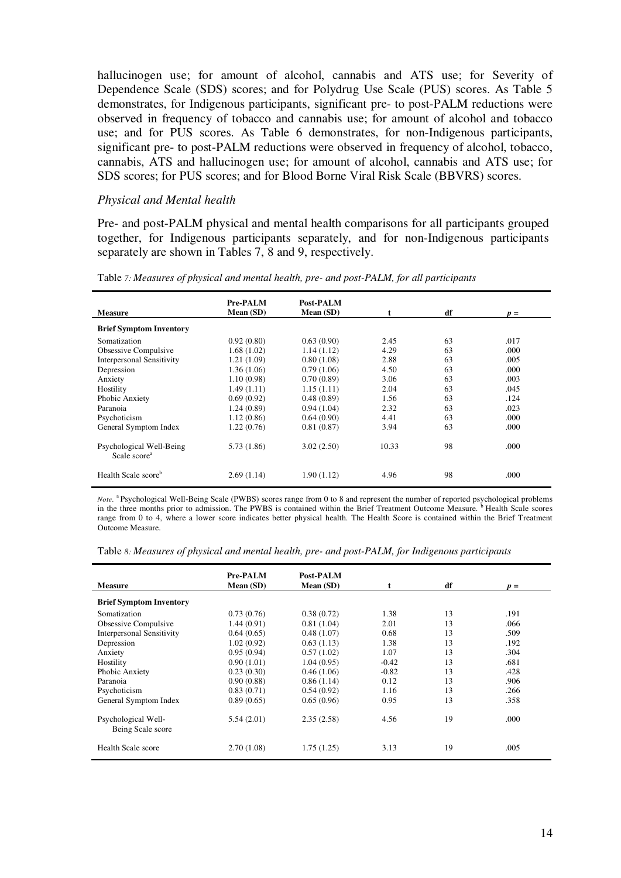hallucinogen use; for amount of alcohol, cannabis and ATS use; for Severity of Dependence Scale (SDS) scores; and for Polydrug Use Scale (PUS) scores. As Table 5 demonstrates, for Indigenous participants, significant pre- to post-PALM reductions were observed in frequency of tobacco and cannabis use; for amount of alcohol and tobacco use; and for PUS scores. As Table 6 demonstrates, for non-Indigenous participants, significant pre- to post-PALM reductions were observed in frequency of alcohol, tobacco, cannabis, ATS and hallucinogen use; for amount of alcohol, cannabis and ATS use; for SDS scores; for PUS scores; and for Blood Borne Viral Risk Scale (BBVRS) scores.

### *Physical and Mental health*

Pre- and post-PALM physical and mental health comparisons for all participants grouped together, for Indigenous participants separately, and for non-Indigenous participants separately are shown in Tables 7, 8 and 9, respectively.

Table *7: Measures of physical and mental health, pre- and post-PALM, for all participants*

| Measure | Pre-PALM Mean (SD) | Post-PALM Mean (SD) | t | df | *p* = |
|---|---|---|---|---|---|
| **Brief Symptom Inventory** | | | | | |
| Somatization | 0.92 (0.80) | 0.63 (0.90) | 2.45 | 63 | .017 |
| Obsessive Compulsive | 1.68 (1.02) | 1.14 (1.12) | 4.29 | 63 | .000 |
| Interpersonal Sensitivity | 1.21 (1.09) | 0.80 (1.08) | 2.88 | 63 | .005 |
| Depression | 1.36 (1.06) | 0.79 (1.06) | 4.50 | 63 | .000 |
| Anxiety | 1.10 (0.98) | 0.70 (0.89) | 3.06 | 63 | .003 |
| Hostility | 1.49 (1.11) | 1.15 (1.11) | 2.04 | 63 | .045 |
| Phobic Anxiety | 0.69 (0.92) | 0.48 (0.89) | 1.56 | 63 | .124 |
| Paranoia | 1.24 (0.89) | 0.94 (1.04) | 2.32 | 63 | .023 |
| Psychoticism | 1.12 (0.86) | 0.64 (0.90) | 4.41 | 63 | .000 |
| General Symptom Index | 1.22 (0.76) | 0.81 (0.87) | 3.94 | 63 | .000 |
| Psychological Well-Being Scale score[a] | 5.73 (1.86) | 3.02 (2.50) | 10.33 | 98 | .000 |
| Health Scale score[b] | 2.69 (1.14) | 1.90 (1.12) | 4.96 | 98 | .000 |

*Note.* [a] Psychological Well-Being Scale (PWBS) scores range from 0 to 8 and represent the number of reported psychological problems in the three months prior to admission. The PWBS is contained within the Brief Treatment Outcome Measure. [b] Health Scale scores range from 0 to 4, where a lower score indicates better physical health. The Health Score is contained within the Brief Treatment Outcome Measure.

Table *8: Measures of physical and mental health, pre- and post-PALM, for Indigenous participants*

| Measure | Pre-PALM Mean (SD) | Post-PALM Mean (SD) | t | df | *p* = |
|---|---|---|---|---|---|
| **Brief Symptom Inventory** | | | | | |
| Somatization | 0.73 (0.76) | 0.38 (0.72) | 1.38 | 13 | .191 |
| Obsessive Compulsive | 1.44 (0.91) | 0.81 (1.04) | 2.01 | 13 | .066 |
| Interpersonal Sensitivity | 0.64 (0.65) | 0.48 (1.07) | 0.68 | 13 | .509 |
| Depression | 1.02 (0.92) | 0.63 (1.13) | 1.38 | 13 | .192 |
| Anxiety | 0.95 (0.94) | 0.57 (1.02) | 1.07 | 13 | .304 |
| Hostility | 0.90 (1.01) | 1.04 (0.95) | -0.42 | 13 | .681 |
| Phobic Anxiety | 0.23 (0.30) | 0.46 (1.06) | -0.82 | 13 | .428 |
| Paranoia | 0.90 (0.88) | 0.86 (1.14) | 0.12 | 13 | .906 |
| Psychoticism | 0.83 (0.71) | 0.54 (0.92) | 1.16 | 13 | .266 |
| General Symptom Index | 0.89 (0.65) | 0.65 (0.96) | 0.95 | 13 | .358 |
| Psychological Well-Being Scale score | 5.54 (2.01) | 2.35 (2.58) | 4.56 | 19 | .000 |
| Health Scale score | 2.70 (1.08) | 1.75 (1.25) | 3.13 | 19 | .005 |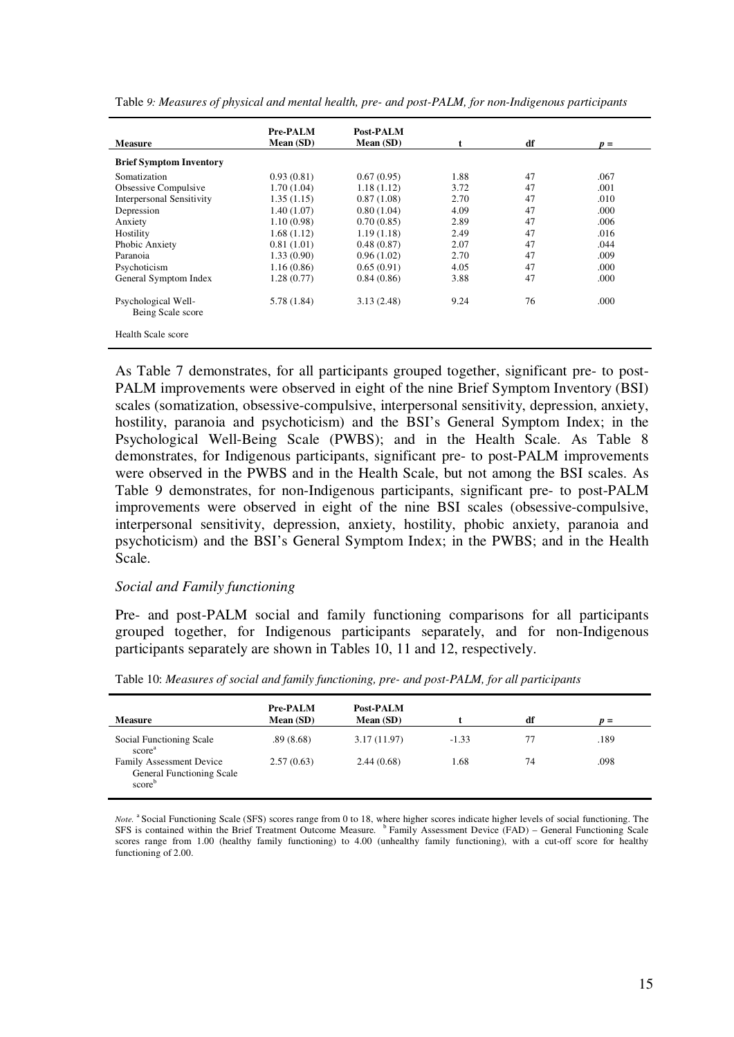Table *9: Measures of physical and mental health, pre- and post-PALM, for non-Indigenous participants*

| Measure | Pre-PALM Mean (SD) | Post-PALM Mean (SD) | t | df | *p* = |
|---|---|---|---|---|---|
| **Brief Symptom Inventory** | | | | | |
| Somatization | 0.93 (0.81) | 0.67 (0.95) | 1.88 | 47 | .067 |
| Obsessive Compulsive | 1.70 (1.04) | 1.18 (1.12) | 3.72 | 47 | .001 |
| Interpersonal Sensitivity | 1.35 (1.15) | 0.87 (1.08) | 2.70 | 47 | .010 |
| Depression | 1.40 (1.07) | 0.80 (1.04) | 4.09 | 47 | .000 |
| Anxiety | 1.10 (0.98) | 0.70 (0.85) | 2.89 | 47 | .006 |
| Hostility | 1.68 (1.12) | 1.19 (1.18) | 2.49 | 47 | .016 |
| Phobic Anxiety | 0.81 (1.01) | 0.48 (0.87) | 2.07 | 47 | .044 |
| Paranoia | 1.33 (0.90) | 0.96 (1.02) | 2.70 | 47 | .009 |
| Psychoticism | 1.16 (0.86) | 0.65 (0.91) | 4.05 | 47 | .000 |
| General Symptom Index | 1.28 (0.77) | 0.84 (0.86) | 3.88 | 47 | .000 |
| Psychological Well-Being Scale score | 5.78 (1.84) | 3.13 (2.48) | 9.24 | 76 | .000 |
| Health Scale score | | | | | |

As Table 7 demonstrates, for all participants grouped together, significant pre- to post-PALM improvements were observed in eight of the nine Brief Symptom Inventory (BSI) scales (somatization, obsessive-compulsive, interpersonal sensitivity, depression, anxiety, hostility, paranoia and psychoticism) and the BSI's General Symptom Index; in the Psychological Well-Being Scale (PWBS); and in the Health Scale. As Table 8 demonstrates, for Indigenous participants, significant pre- to post-PALM improvements were observed in the PWBS and in the Health Scale, but not among the BSI scales. As Table 9 demonstrates, for non-Indigenous participants, significant pre- to post-PALM improvements were observed in eight of the nine BSI scales (obsessive-compulsive, interpersonal sensitivity, depression, anxiety, hostility, phobic anxiety, paranoia and psychoticism) and the BSI's General Symptom Index; in the PWBS; and in the Health Scale.

### *Social and Family functioning*

Pre- and post-PALM social and family functioning comparisons for all participants grouped together, for Indigenous participants separately, and for non-Indigenous participants separately are shown in Tables 10, 11 and 12, respectively.

Table 10: *Measures of social and family functioning, pre- and post-PALM, for all participants*

| Measure | Pre-PALM Mean (SD) | Post-PALM Mean (SD) | t | df | *p* = |
|---|---|---|---|---|---|
| Social Functioning Scale score[a] | .89 (8.68) | 3.17 (11.97) | -1.33 | 77 | .189 |
| Family Assessment Device General Functioning Scale score[b] | 2.57 (0.63) | 2.44 (0.68) | 1.68 | 74 | .098 |

*Note.* [a] Social Functioning Scale (SFS) scores range from 0 to 18, where higher scores indicate higher levels of social functioning. The SFS is contained within the Brief Treatment Outcome Measure. [b] Family Assessment Device (FAD) – General Functioning Scale scores range from 1.00 (healthy family functioning) to 4.00 (unhealthy family functioning), with a cut-off score for healthy functioning of 2.00.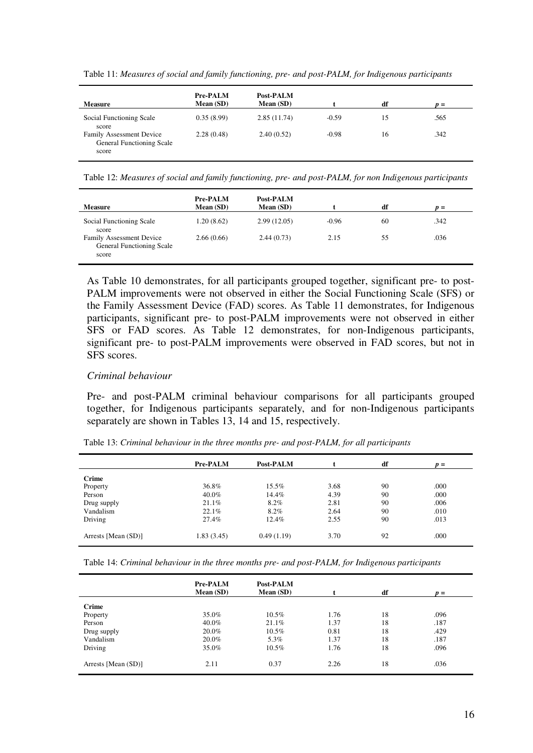Table 11: *Measures of social and family functioning, pre- and post-PALM, for Indigenous participants*

| Measure | Pre-PALM Mean (SD) | Post-PALM Mean (SD) | t | df | *p* = |
|---|---|---|---|---|---|
| Social Functioning Scale score | 0.35 (8.99) | 2.85 (11.74) | -0.59 | 15 | .565 |
| Family Assessment Device General Functioning Scale score | 2.28 (0.48) | 2.40 (0.52) | -0.98 | 16 | .342 |

Table 12: *Measures of social and family functioning, pre- and post-PALM, for non Indigenous participants*

| Measure | Pre-PALM Mean (SD) | Post-PALM Mean (SD) | t | df | *p* = |
|---|---|---|---|---|---|
| Social Functioning Scale score | 1.20 (8.62) | 2.99 (12.05) | -0.96 | 60 | .342 |
| Family Assessment Device General Functioning Scale score | 2.66 (0.66) | 2.44 (0.73) | 2.15 | 55 | .036 |

As Table 10 demonstrates, for all participants grouped together, significant pre- to post-PALM improvements were not observed in either the Social Functioning Scale (SFS) or the Family Assessment Device (FAD) scores. As Table 11 demonstrates, for Indigenous participants, significant pre- to post-PALM improvements were not observed in either SFS or FAD scores. As Table 12 demonstrates, for non-Indigenous participants, significant pre- to post-PALM improvements were observed in FAD scores, but not in SFS scores.

*Criminal behaviour*

Pre- and post-PALM criminal behaviour comparisons for all participants grouped together, for Indigenous participants separately, and for non-Indigenous participants separately are shown in Tables 13, 14 and 15, respectively.

Table 13: *Criminal behaviour in the three months pre- and post-PALM, for all participants*

| | Pre-PALM | Post-PALM | t | df | *p* = |
|---|---|---|---|---|---|
| **Crime** | | | | | |
| Property | 36.8% | 15.5% | 3.68 | 90 | .000 |
| Person | 40.0% | 14.4% | 4.39 | 90 | .000 |
| Drug supply | 21.1% | 8.2% | 2.81 | 90 | .006 |
| Vandalism | 22.1% | 8.2% | 2.64 | 90 | .010 |
| Driving | 27.4% | 12.4% | 2.55 | 90 | .013 |
| Arrests [Mean (SD)] | 1.83 (3.45) | 0.49 (1.19) | 3.70 | 92 | .000 |

Table 14: *Criminal behaviour in the three months pre- and post-PALM, for Indigenous participants*

| | Pre-PALM Mean (SD) | Post-PALM Mean (SD) | t | df | *p* = |
|---|---|---|---|---|---|
| **Crime** | | | | | |
| Property | 35.0% | 10.5% | 1.76 | 18 | .096 |
| Person | 40.0% | 21.1% | 1.37 | 18 | .187 |
| Drug supply | 20.0% | 10.5% | 0.81 | 18 | .429 |
| Vandalism | 20.0% | 5.3% | 1.37 | 18 | .187 |
| Driving | 35.0% | 10.5% | 1.76 | 18 | .096 |
| Arrests [Mean (SD)] | 2.11 | 0.37 | 2.26 | 18 | .036 |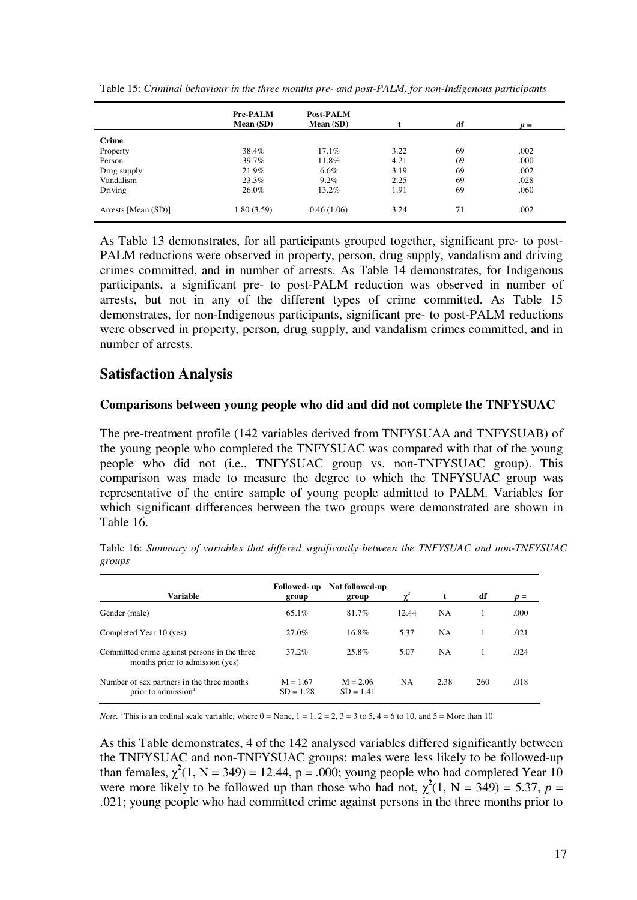Table 15: *Criminal behaviour in the three months pre- and post-PALM, for non-Indigenous participants*

| | Pre-PALM Mean (SD) | Post-PALM Mean (SD) | t | df | $p$ = |
|---|---|---|---|---|---|
| **Crime** | | | | | |
| Property | 38.4% | 17.1% | 3.22 | 69 | .002 |
| Person | 39.7% | 11.8% | 4.21 | 69 | .000 |
| Drug supply | 21.9% | 6.6% | 3.19 | 69 | .002 |
| Vandalism | 23.3% | 9.2% | 2.25 | 69 | .028 |
| Driving | 26.0% | 13.2% | 1.91 | 69 | .060 |
| Arrests [Mean (SD)] | 1.80 (3.59) | 0.46 (1.06) | 3.24 | 71 | .002 |

As Table 13 demonstrates, for all participants grouped together, significant pre- to post-PALM reductions were observed in property, person, drug supply, vandalism and driving crimes committed, and in number of arrests. As Table 14 demonstrates, for Indigenous participants, a significant pre- to post-PALM reduction was observed in number of arrests, but not in any of the different types of crime committed. As Table 15 demonstrates, for non-Indigenous participants, significant pre- to post-PALM reductions were observed in property, person, drug supply, and vandalism crimes committed, and in number of arrests.

## Satisfaction Analysis

### Comparisons between young people who did and did not complete the TNFYSUAC

The pre-treatment profile (142 variables derived from TNFYSUAA and TNFYSUAB) of the young people who completed the TNFYSUAC was compared with that of the young people who did not (i.e., TNFYSUAC group vs. non-TNFYSUAC group). This comparison was made to measure the degree to which the TNFYSUAC group was representative of the entire sample of young people admitted to PALM. Variables for which significant differences between the two groups were demonstrated are shown in Table 16.

Table 16: *Summary of variables that differed significantly between the TNFYSUAC and non-TNFYSUAC groups*

| Variable | Followed- up group | Not followed-up group | $\chi^2$ | t | df | $p$ = |
|---|---|---|---|---|---|---|
| Gender (male) | 65.1% | 81.7% | 12.44 | NA | 1 | .000 |
| Completed Year 10 (yes) | 27.0% | 16.8% | 5.37 | NA | 1 | .021 |
| Committed crime against persons in the three months prior to admission (yes) | 37.2% | 25.8% | 5.07 | NA | 1 | .024 |
| Number of sex partners in the three months prior to admission[a] | M = 1.67 SD = 1.28 | M = 2.06 SD = 1.41 | NA | 2.38 | 260 | .018 |

*Note.* [a]This is an ordinal scale variable, where 0 = None, 1 = 1, 2 = 2, 3 = 3 to 5, 4 = 6 to 10, and 5 = More than 10

As this Table demonstrates, 4 of the 142 analysed variables differed significantly between the TNFYSUAC and non-TNFYSUAC groups: males were less likely to be followed-up than females, $\chi^2(1, N = 349) = 12.44$, $p = .000$; young people who had completed Year 10 were more likely to be followed up than those who had not, $\chi^2(1, N = 349) = 5.37$, $p = .021$; young people who had committed crime against persons in the three months prior to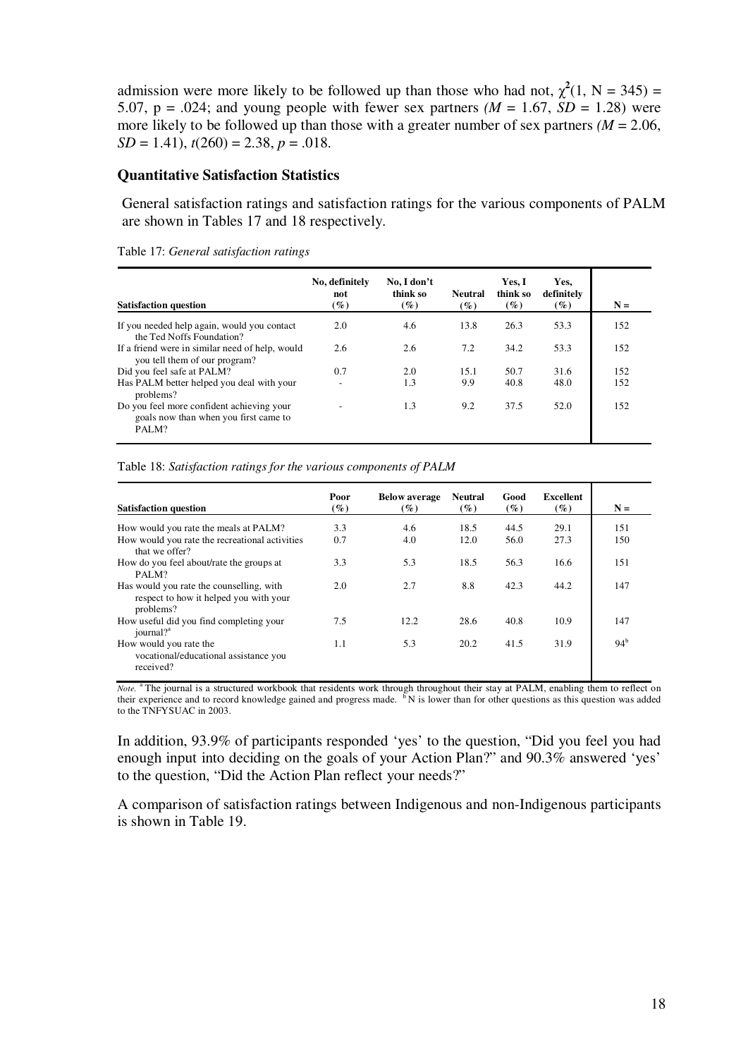admission were more likely to be followed up than those who had not, $\chi^2(1, N = 345) = 5.07$, $p = .024$; and young people with fewer sex partners *(M* = 1.67, *SD* = 1.28) were more likely to be followed up than those with a greater number of sex partners *(M* = 2.06, *SD* = 1.41), $t(260) = 2.38$, $p = .018$.

### Quantitative Satisfaction Statistics

General satisfaction ratings and satisfaction ratings for the various components of PALM are shown in Tables 17 and 18 respectively.

Table 17: *General satisfaction ratings*

| Satisfaction question | No, definitely not (%) | No, I don't think so (%) | Neutral (%) | Yes, I think so (%) | Yes, definitely (%) | N = |
|---|---|---|---|---|---|---|
| If you needed help again, would you contact the Ted Noffs Foundation? | 2.0 | 4.6 | 13.8 | 26.3 | 53.3 | 152 |
| If a friend were in similar need of help, would you tell them of our program? | 2.6 | 2.6 | 7.2 | 34.2 | 53.3 | 152 |
| Did you feel safe at PALM? | 0.7 | 2.0 | 15.1 | 50.7 | 31.6 | 152 |
| Has PALM better helped you deal with your problems? | - | 1.3 | 9.9 | 40.8 | 48.0 | 152 |
| Do you feel more confident achieving your goals now than when you first came to PALM? | - | 1.3 | 9.2 | 37.5 | 52.0 | 152 |

Table 18: *Satisfaction ratings for the various components of PALM*

| Satisfaction question | Poor (%) | Below average (%) | Neutral (%) | Good (%) | Excellent (%) | N = |
|---|---|---|---|---|---|---|
| How would you rate the meals at PALM? | 3.3 | 4.6 | 18.5 | 44.5 | 29.1 | 151 |
| How would you rate the recreational activities that we offer? | 0.7 | 4.0 | 12.0 | 56.0 | 27.3 | 150 |
| How do you feel about/rate the groups at PALM? | 3.3 | 5.3 | 18.5 | 56.3 | 16.6 | 151 |
| Has would you rate the counselling, with respect to how it helped you with your problems? | 2.0 | 2.7 | 8.8 | 42.3 | 44.2 | 147 |
| How useful did you find completing your journal?[a] | 7.5 | 12.2 | 28.6 | 40.8 | 10.9 | 147 |
| How would you rate the vocational/educational assistance you received? | 1.1 | 5.3 | 20.2 | 41.5 | 31.9 | 94[b] |

*Note.* [a] The journal is a structured workbook that residents work through throughout their stay at PALM, enabling them to reflect on their experience and to record knowledge gained and progress made. [b] N is lower than for other questions as this question was added to the TNFYSUAC in 2003.

In addition, 93.9% of participants responded 'yes' to the question, "Did you feel you had enough input into deciding on the goals of your Action Plan?" and 90.3% answered 'yes' to the question, "Did the Action Plan reflect your needs?"

A comparison of satisfaction ratings between Indigenous and non-Indigenous participants is shown in Table 19.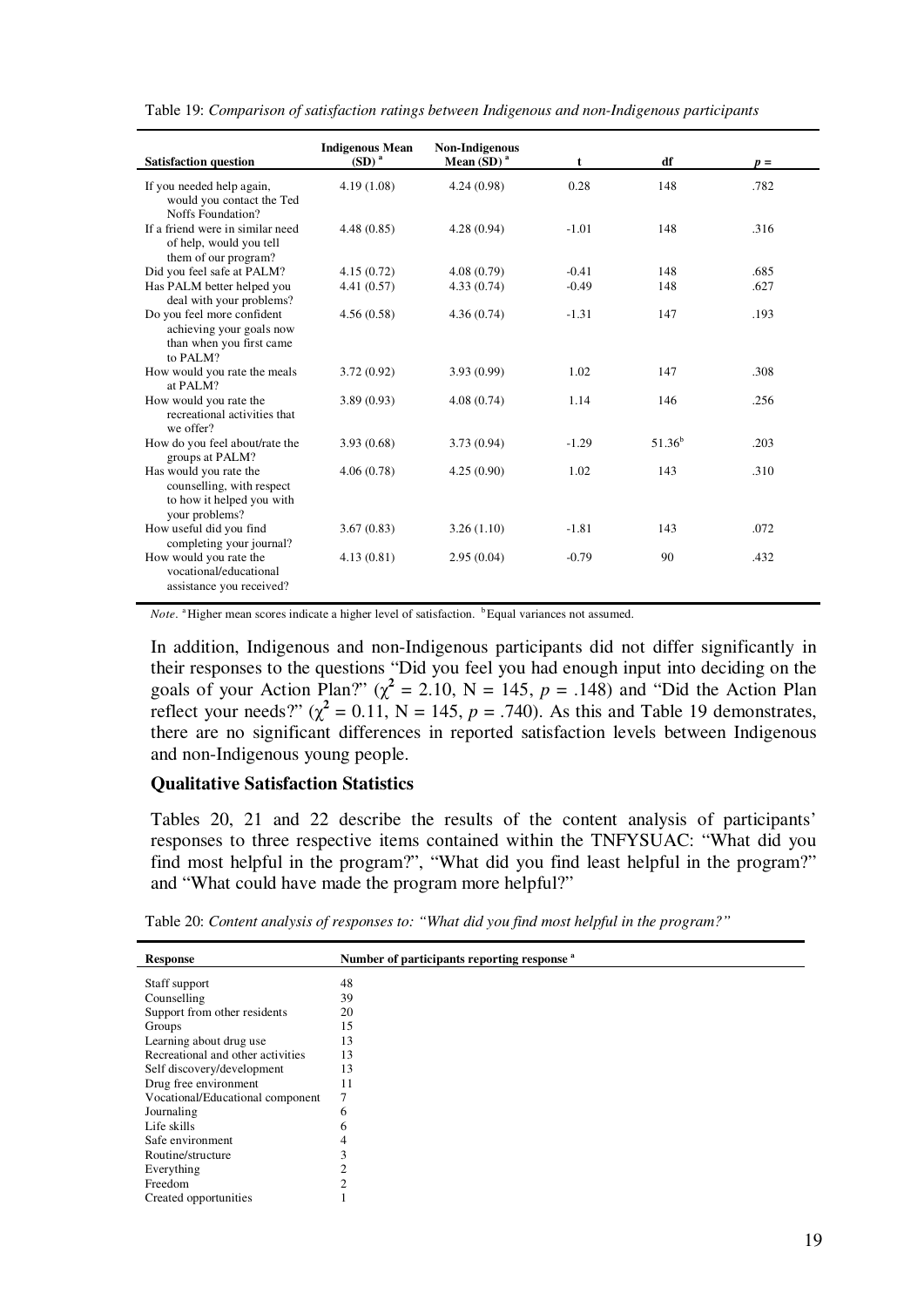Table 19: *Comparison of satisfaction ratings between Indigenous and non-Indigenous participants*

| Satisfaction question | Indigenous Mean (SD) [a] | Non-Indigenous Mean (SD) [a] | t | df | $p =$ |
|---|---|---|---|---|---|
| If you needed help again, would you contact the Ted Noffs Foundation? | 4.19 (1.08) | 4.24 (0.98) | 0.28 | 148 | .782 |
| If a friend were in similar need of help, would you tell them of our program? | 4.48 (0.85) | 4.28 (0.94) | -1.01 | 148 | .316 |
| Did you feel safe at PALM? | 4.15 (0.72) | 4.08 (0.79) | -0.41 | 148 | .685 |
| Has PALM better helped you deal with your problems? | 4.41 (0.57) | 4.33 (0.74) | -0.49 | 148 | .627 |
| Do you feel more confident achieving your goals now than when you first came to PALM? | 4.56 (0.58) | 4.36 (0.74) | -1.31 | 147 | .193 |
| How would you rate the meals at PALM? | 3.72 (0.92) | 3.93 (0.99) | 1.02 | 147 | .308 |
| How would you rate the recreational activities that we offer? | 3.89 (0.93) | 4.08 (0.74) | 1.14 | 146 | .256 |
| How do you feel about/rate the groups at PALM? | 3.93 (0.68) | 3.73 (0.94) | -1.29 | 51.36[b] | .203 |
| Has would you rate the counselling, with respect to how it helped you with your problems? | 4.06 (0.78) | 4.25 (0.90) | 1.02 | 143 | .310 |
| How useful did you find completing your journal? | 3.67 (0.83) | 3.26 (1.10) | -1.81 | 143 | .072 |
| How would you rate the vocational/educational assistance you received? | 4.13 (0.81) | 2.95 (0.04) | -0.79 | 90 | .432 |

*Note*. [a] Higher mean scores indicate a higher level of satisfaction. [b] Equal variances not assumed.

In addition, Indigenous and non-Indigenous participants did not differ significantly in their responses to the questions "Did you feel you had enough input into deciding on the goals of your Action Plan?" ($\chi^2$ = 2.10, N = 145, $p$ = .148) and "Did the Action Plan reflect your needs?" ($\chi^2$ = 0.11, N = 145, $p$ = .740). As this and Table 19 demonstrates, there are no significant differences in reported satisfaction levels between Indigenous and non-Indigenous young people.

### Qualitative Satisfaction Statistics

Tables 20, 21 and 22 describe the results of the content analysis of participants' responses to three respective items contained within the TNFYSUAC: "What did you find most helpful in the program?", "What did you find least helpful in the program?" and "What could have made the program more helpful?"

Table 20: *Content analysis of responses to: "What did you find most helpful in the program?"*

| Response | Number of participants reporting response [a] |
|---|---|
| Staff support | 48 |
| Counselling | 39 |
| Support from other residents | 20 |
| Groups | 15 |
| Learning about drug use | 13 |
| Recreational and other activities | 13 |
| Self discovery/development | 13 |
| Drug free environment | 11 |
| Vocational/Educational component | 7 |
| Journaling | 6 |
| Life skills | 6 |
| Safe environment | 4 |
| Routine/structure | 3 |
| Everything | 2 |
| Freedom | 2 |
| Created opportunities | 1 |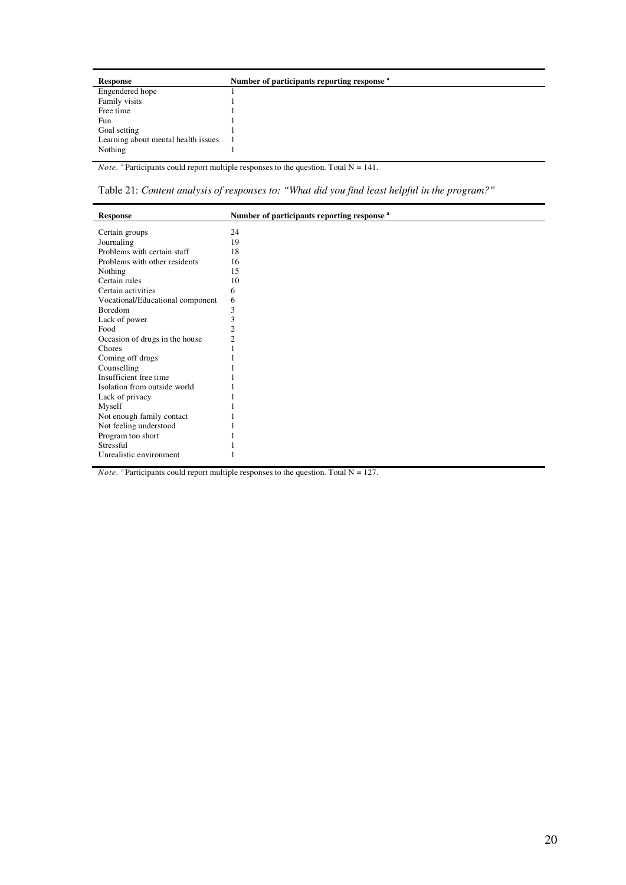| Response | Number of participants reporting response [a] |
|---|---|
| Engendered hope | 1 |
| Family visits | 1 |
| Free time | 1 |
| Fun | 1 |
| Goal setting | 1 |
| Learning about mental health issues | 1 |
| Nothing | 1 |

*Note*. [a] Participants could report multiple responses to the question. Total N = 141.

Table 21: *Content analysis of responses to: "What did you find least helpful in the program?"*

| Response | Number of participants reporting response [a] |
|---|---|
| Certain groups | 24 |
| Journaling | 19 |
| Problems with certain staff | 18 |
| Problems with other residents | 16 |
| Nothing | 15 |
| Certain rules | 10 |
| Certain activities | 6 |
| Vocational/Educational component | 6 |
| Boredom | 3 |
| Lack of power | 3 |
| Food | 2 |
| Occasion of drugs in the house | 2 |
| Chores | 1 |
| Coming off drugs | 1 |
| Counselling | 1 |
| Insufficient free time | 1 |
| Isolation from outside world | 1 |
| Lack of privacy | 1 |
| Myself | 1 |
| Not enough family contact | 1 |
| Not feeling understood | 1 |
| Program too short | 1 |
| Stressful | 1 |
| Unrealistic environment | 1 |

*Note*. [a] Participants could report multiple responses to the question. Total N = 127.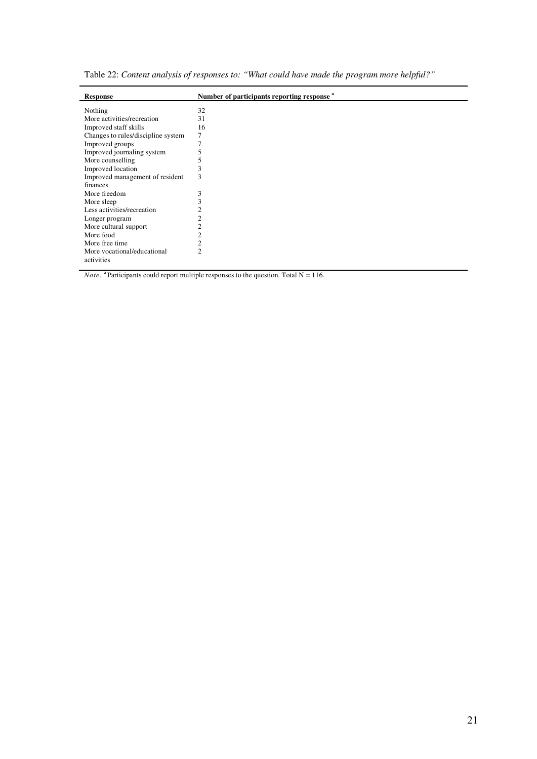Table 22: *Content analysis of responses to: "What could have made the program more helpful?"*

| Response | Number of participants reporting response [a] |
|---|---|
| Nothing | 32 |
| More activities/recreation | 31 |
| Improved staff skills | 16 |
| Changes to rules/discipline system | 7 |
| Improved groups | 7 |
| Improved journaling system | 5 |
| More counselling | 5 |
| Improved location | 3 |
| Improved management of resident finances | 3 |
| More freedom | 3 |
| More sleep | 3 |
| Less activities/recreation | 2 |
| Longer program | 2 |
| More cultural support | 2 |
| More food | 2 |
| More free time | 2 |
| More vocational/educational activities | 2 |

*Note*. [a] Participants could report multiple responses to the question. Total N = 116.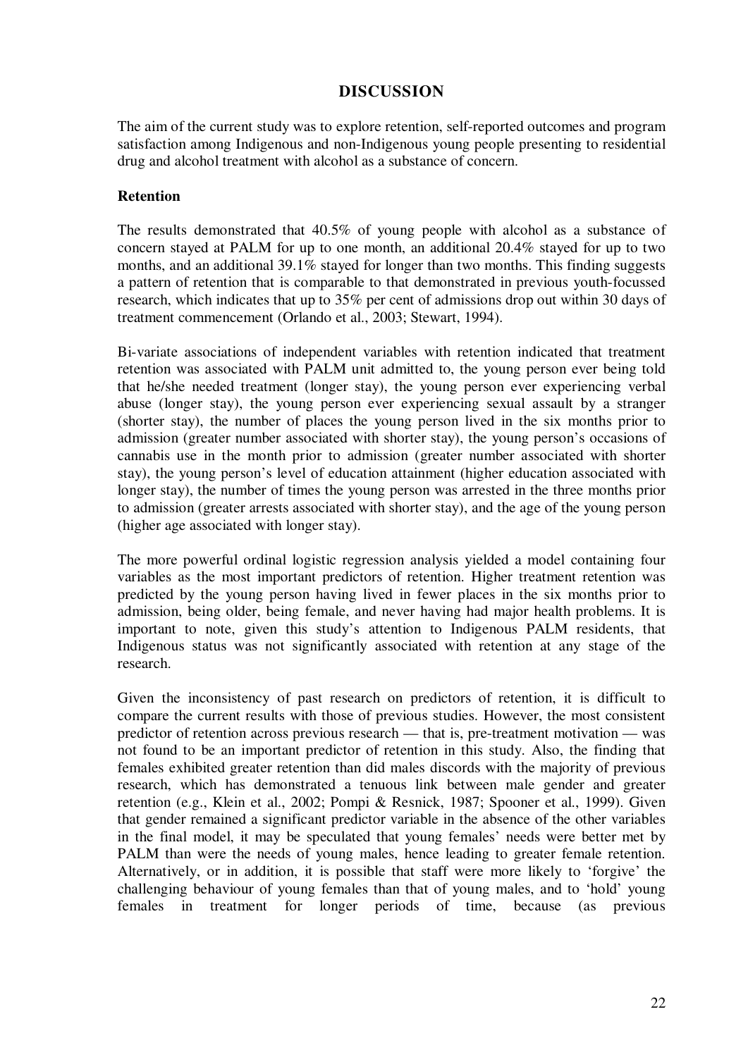# DISCUSSION

The aim of the current study was to explore retention, self-reported outcomes and program satisfaction among Indigenous and non-Indigenous young people presenting to residential drug and alcohol treatment with alcohol as a substance of concern.

### Retention

The results demonstrated that 40.5% of young people with alcohol as a substance of concern stayed at PALM for up to one month, an additional 20.4% stayed for up to two months, and an additional 39.1% stayed for longer than two months. This finding suggests a pattern of retention that is comparable to that demonstrated in previous youth-focussed research, which indicates that up to 35% per cent of admissions drop out within 30 days of treatment commencement (Orlando et al., 2003; Stewart, 1994).

Bi-variate associations of independent variables with retention indicated that treatment retention was associated with PALM unit admitted to, the young person ever being told that he/she needed treatment (longer stay), the young person ever experiencing verbal abuse (longer stay), the young person ever experiencing sexual assault by a stranger (shorter stay), the number of places the young person lived in the six months prior to admission (greater number associated with shorter stay), the young person's occasions of cannabis use in the month prior to admission (greater number associated with shorter stay), the young person's level of education attainment (higher education associated with longer stay), the number of times the young person was arrested in the three months prior to admission (greater arrests associated with shorter stay), and the age of the young person (higher age associated with longer stay).

The more powerful ordinal logistic regression analysis yielded a model containing four variables as the most important predictors of retention. Higher treatment retention was predicted by the young person having lived in fewer places in the six months prior to admission, being older, being female, and never having had major health problems. It is important to note, given this study's attention to Indigenous PALM residents, that Indigenous status was not significantly associated with retention at any stage of the research.

Given the inconsistency of past research on predictors of retention, it is difficult to compare the current results with those of previous studies. However, the most consistent predictor of retention across previous research — that is, pre-treatment motivation — was not found to be an important predictor of retention in this study. Also, the finding that females exhibited greater retention than did males discords with the majority of previous research, which has demonstrated a tenuous link between male gender and greater retention (e.g., Klein et al., 2002; Pompi & Resnick, 1987; Spooner et al., 1999). Given that gender remained a significant predictor variable in the absence of the other variables in the final model, it may be speculated that young females' needs were better met by PALM than were the needs of young males, hence leading to greater female retention. Alternatively, or in addition, it is possible that staff were more likely to 'forgive' the challenging behaviour of young females than that of young males, and to 'hold' young females in treatment for longer periods of time, because (as previous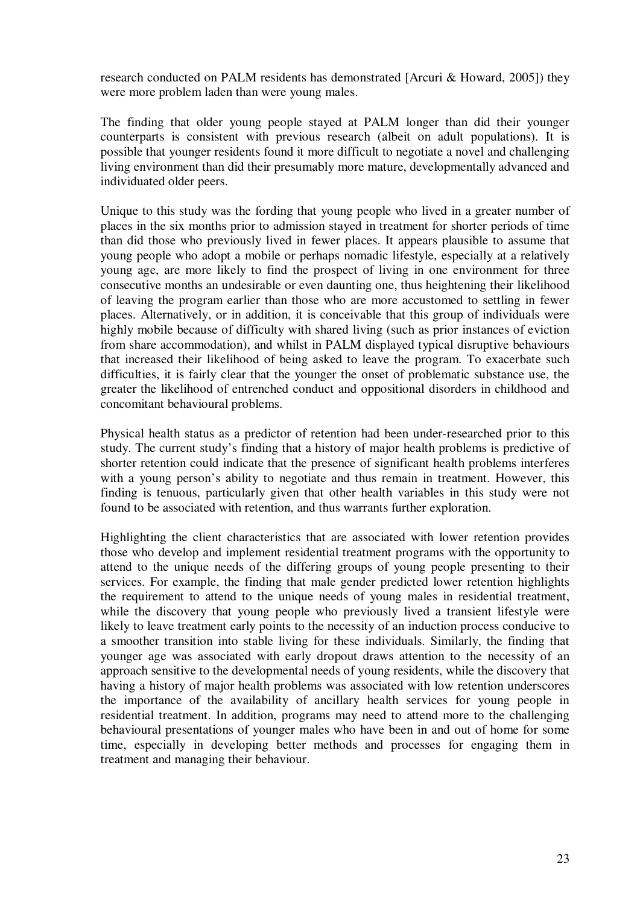research conducted on PALM residents has demonstrated [Arcuri & Howard, 2005]) they were more problem laden than were young males.

The finding that older young people stayed at PALM longer than did their younger counterparts is consistent with previous research (albeit on adult populations). It is possible that younger residents found it more difficult to negotiate a novel and challenging living environment than did their presumably more mature, developmentally advanced and individuated older peers.

Unique to this study was the fording that young people who lived in a greater number of places in the six months prior to admission stayed in treatment for shorter periods of time than did those who previously lived in fewer places. It appears plausible to assume that young people who adopt a mobile or perhaps nomadic lifestyle, especially at a relatively young age, are more likely to find the prospect of living in one environment for three consecutive months an undesirable or even daunting one, thus heightening their likelihood of leaving the program earlier than those who are more accustomed to settling in fewer places. Alternatively, or in addition, it is conceivable that this group of individuals were highly mobile because of difficulty with shared living (such as prior instances of eviction from share accommodation), and whilst in PALM displayed typical disruptive behaviours that increased their likelihood of being asked to leave the program. To exacerbate such difficulties, it is fairly clear that the younger the onset of problematic substance use, the greater the likelihood of entrenched conduct and oppositional disorders in childhood and concomitant behavioural problems.

Physical health status as a predictor of retention had been under-researched prior to this study. The current study's finding that a history of major health problems is predictive of shorter retention could indicate that the presence of significant health problems interferes with a young person's ability to negotiate and thus remain in treatment. However, this finding is tenuous, particularly given that other health variables in this study were not found to be associated with retention, and thus warrants further exploration.

Highlighting the client characteristics that are associated with lower retention provides those who develop and implement residential treatment programs with the opportunity to attend to the unique needs of the differing groups of young people presenting to their services. For example, the finding that male gender predicted lower retention highlights the requirement to attend to the unique needs of young males in residential treatment, while the discovery that young people who previously lived a transient lifestyle were likely to leave treatment early points to the necessity of an induction process conducive to a smoother transition into stable living for these individuals. Similarly, the finding that younger age was associated with early dropout draws attention to the necessity of an approach sensitive to the developmental needs of young residents, while the discovery that having a history of major health problems was associated with low retention underscores the importance of the availability of ancillary health services for young people in residential treatment. In addition, programs may need to attend more to the challenging behavioural presentations of younger males who have been in and out of home for some time, especially in developing better methods and processes for engaging them in treatment and managing their behaviour.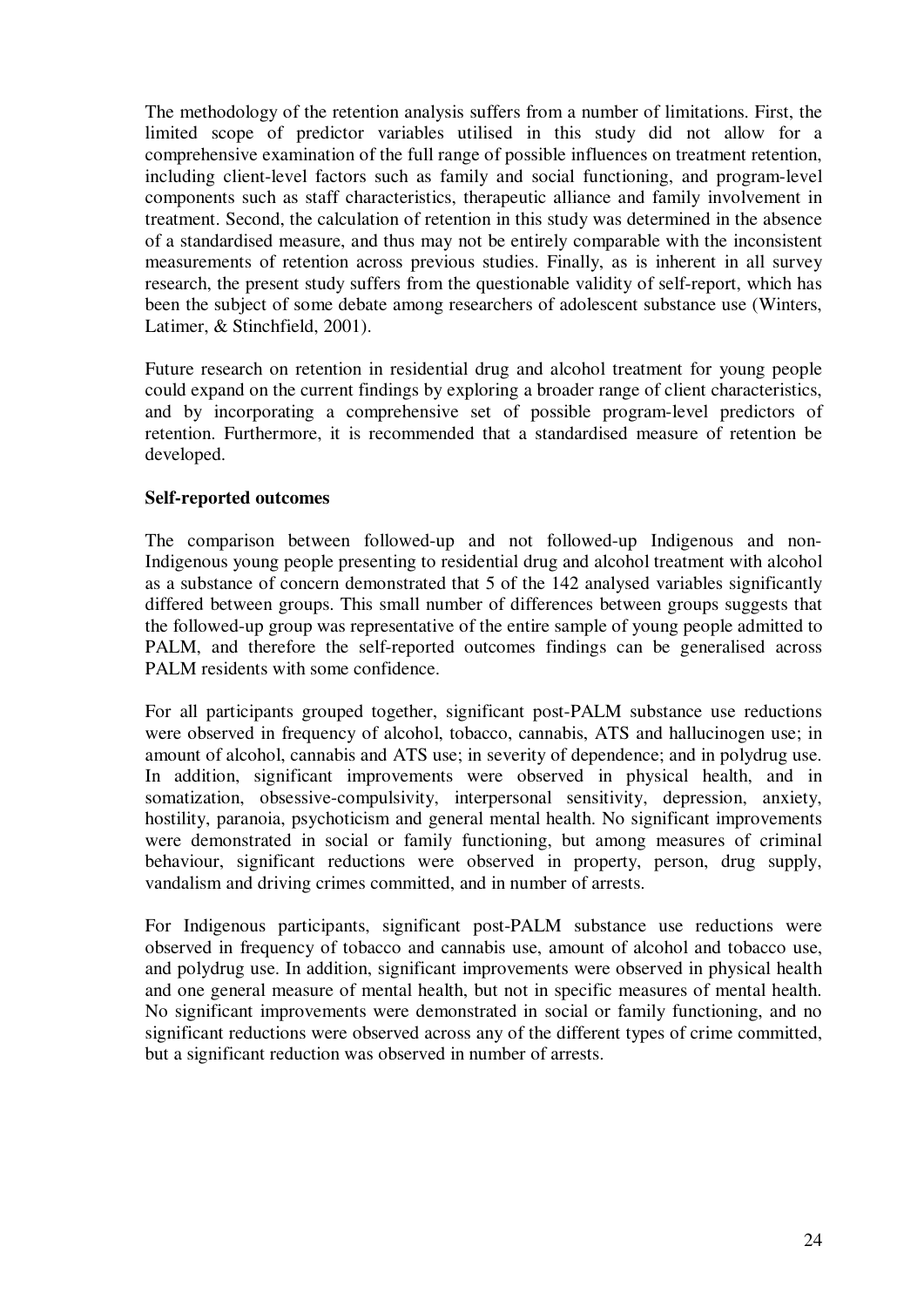The methodology of the retention analysis suffers from a number of limitations. First, the limited scope of predictor variables utilised in this study did not allow for a comprehensive examination of the full range of possible influences on treatment retention, including client-level factors such as family and social functioning, and program-level components such as staff characteristics, therapeutic alliance and family involvement in treatment. Second, the calculation of retention in this study was determined in the absence of a standardised measure, and thus may not be entirely comparable with the inconsistent measurements of retention across previous studies. Finally, as is inherent in all survey research, the present study suffers from the questionable validity of self-report, which has been the subject of some debate among researchers of adolescent substance use (Winters, Latimer, & Stinchfield, 2001).

Future research on retention in residential drug and alcohol treatment for young people could expand on the current findings by exploring a broader range of client characteristics, and by incorporating a comprehensive set of possible program-level predictors of retention. Furthermore, it is recommended that a standardised measure of retention be developed.

**Self-reported outcomes**

The comparison between followed-up and not followed-up Indigenous and non-Indigenous young people presenting to residential drug and alcohol treatment with alcohol as a substance of concern demonstrated that 5 of the 142 analysed variables significantly differed between groups. This small number of differences between groups suggests that the followed-up group was representative of the entire sample of young people admitted to PALM, and therefore the self-reported outcomes findings can be generalised across PALM residents with some confidence.

For all participants grouped together, significant post-PALM substance use reductions were observed in frequency of alcohol, tobacco, cannabis, ATS and hallucinogen use; in amount of alcohol, cannabis and ATS use; in severity of dependence; and in polydrug use. In addition, significant improvements were observed in physical health, and in somatization, obsessive-compulsivity, interpersonal sensitivity, depression, anxiety, hostility, paranoia, psychoticism and general mental health. No significant improvements were demonstrated in social or family functioning, but among measures of criminal behaviour, significant reductions were observed in property, person, drug supply, vandalism and driving crimes committed, and in number of arrests.

For Indigenous participants, significant post-PALM substance use reductions were observed in frequency of tobacco and cannabis use, amount of alcohol and tobacco use, and polydrug use. In addition, significant improvements were observed in physical health and one general measure of mental health, but not in specific measures of mental health. No significant improvements were demonstrated in social or family functioning, and no significant reductions were observed across any of the different types of crime committed, but a significant reduction was observed in number of arrests.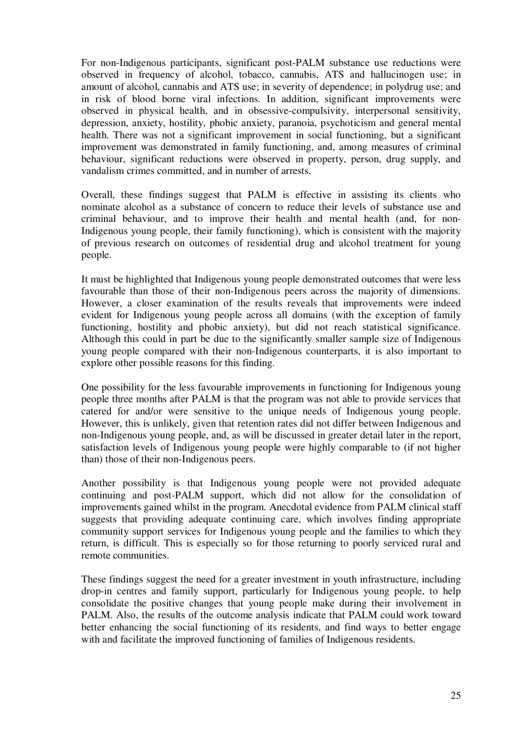For non-Indigenous participants, significant post-PALM substance use reductions were observed in frequency of alcohol, tobacco, cannabis, ATS and hallucinogen use; in amount of alcohol, cannabis and ATS use; in severity of dependence; in polydrug use; and in risk of blood borne viral infections. In addition, significant improvements were observed in physical health, and in obsessive-compulsivity, interpersonal sensitivity, depression, anxiety, hostility, phobic anxiety, paranoia, psychoticism and general mental health. There was not a significant improvement in social functioning, but a significant improvement was demonstrated in family functioning, and, among measures of criminal behaviour, significant reductions were observed in property, person, drug supply, and vandalism crimes committed, and in number of arrests.

Overall, these findings suggest that PALM is effective in assisting its clients who nominate alcohol as a substance of concern to reduce their levels of substance use and criminal behaviour, and to improve their health and mental health (and, for non-Indigenous young people, their family functioning), which is consistent with the majority of previous research on outcomes of residential drug and alcohol treatment for young people.

It must be highlighted that Indigenous young people demonstrated outcomes that were less favourable than those of their non-Indigenous peers across the majority of dimensions. However, a closer examination of the results reveals that improvements were indeed evident for Indigenous young people across all domains (with the exception of family functioning, hostility and phobic anxiety), but did not reach statistical significance. Although this could in part be due to the significantly smaller sample size of Indigenous young people compared with their non-Indigenous counterparts, it is also important to explore other possible reasons for this finding.

One possibility for the less favourable improvements in functioning for Indigenous young people three months after PALM is that the program was not able to provide services that catered for and/or were sensitive to the unique needs of Indigenous young people. However, this is unlikely, given that retention rates did not differ between Indigenous and non-Indigenous young people, and, as will be discussed in greater detail later in the report, satisfaction levels of Indigenous young people were highly comparable to (if not higher than) those of their non-Indigenous peers.

Another possibility is that Indigenous young people were not provided adequate continuing and post-PALM support, which did not allow for the consolidation of improvements gained whilst in the program. Anecdotal evidence from PALM clinical staff suggests that providing adequate continuing care, which involves finding appropriate community support services for Indigenous young people and the families to which they return, is difficult. This is especially so for those returning to poorly serviced rural and remote communities.

These findings suggest the need for a greater investment in youth infrastructure, including drop-in centres and family support, particularly for Indigenous young people, to help consolidate the positive changes that young people make during their involvement in PALM. Also, the results of the outcome analysis indicate that PALM could work toward better enhancing the social functioning of its residents, and find ways to better engage with and facilitate the improved functioning of families of Indigenous residents.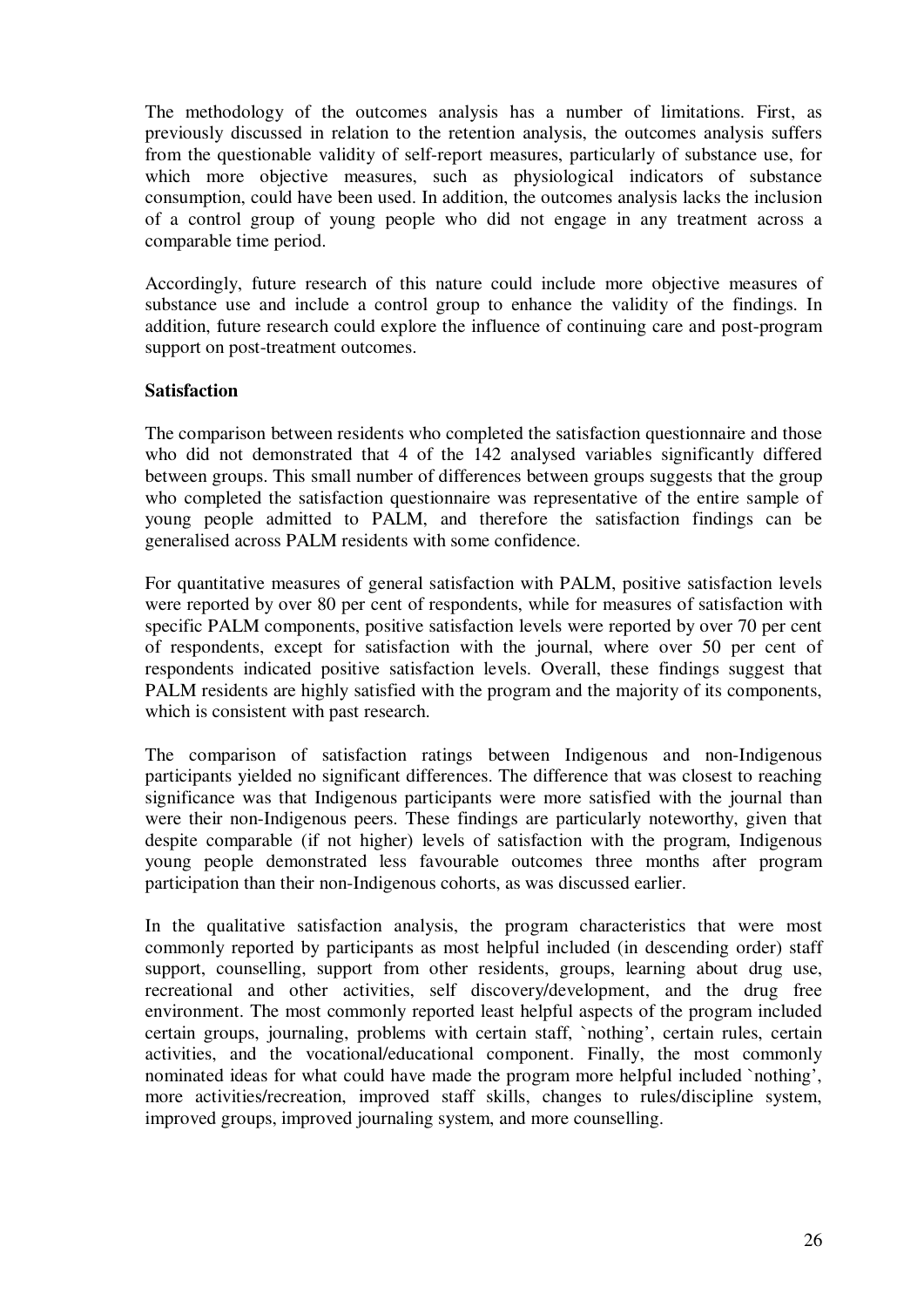The methodology of the outcomes analysis has a number of limitations. First, as previously discussed in relation to the retention analysis, the outcomes analysis suffers from the questionable validity of self-report measures, particularly of substance use, for which more objective measures, such as physiological indicators of substance consumption, could have been used. In addition, the outcomes analysis lacks the inclusion of a control group of young people who did not engage in any treatment across a comparable time period.

Accordingly, future research of this nature could include more objective measures of substance use and include a control group to enhance the validity of the findings. In addition, future research could explore the influence of continuing care and post-program support on post-treatment outcomes.

**Satisfaction**

The comparison between residents who completed the satisfaction questionnaire and those who did not demonstrated that 4 of the 142 analysed variables significantly differed between groups. This small number of differences between groups suggests that the group who completed the satisfaction questionnaire was representative of the entire sample of young people admitted to PALM, and therefore the satisfaction findings can be generalised across PALM residents with some confidence.

For quantitative measures of general satisfaction with PALM, positive satisfaction levels were reported by over 80 per cent of respondents, while for measures of satisfaction with specific PALM components, positive satisfaction levels were reported by over 70 per cent of respondents, except for satisfaction with the journal, where over 50 per cent of respondents indicated positive satisfaction levels. Overall, these findings suggest that PALM residents are highly satisfied with the program and the majority of its components, which is consistent with past research.

The comparison of satisfaction ratings between Indigenous and non-Indigenous participants yielded no significant differences. The difference that was closest to reaching significance was that Indigenous participants were more satisfied with the journal than were their non-Indigenous peers. These findings are particularly noteworthy, given that despite comparable (if not higher) levels of satisfaction with the program, Indigenous young people demonstrated less favourable outcomes three months after program participation than their non-Indigenous cohorts, as was discussed earlier.

In the qualitative satisfaction analysis, the program characteristics that were most commonly reported by participants as most helpful included (in descending order) staff support, counselling, support from other residents, groups, learning about drug use, recreational and other activities, self discovery/development, and the drug free environment. The most commonly reported least helpful aspects of the program included certain groups, journaling, problems with certain staff, `nothing', certain rules, certain activities, and the vocational/educational component. Finally, the most commonly nominated ideas for what could have made the program more helpful included `nothing', more activities/recreation, improved staff skills, changes to rules/discipline system, improved groups, improved journaling system, and more counselling.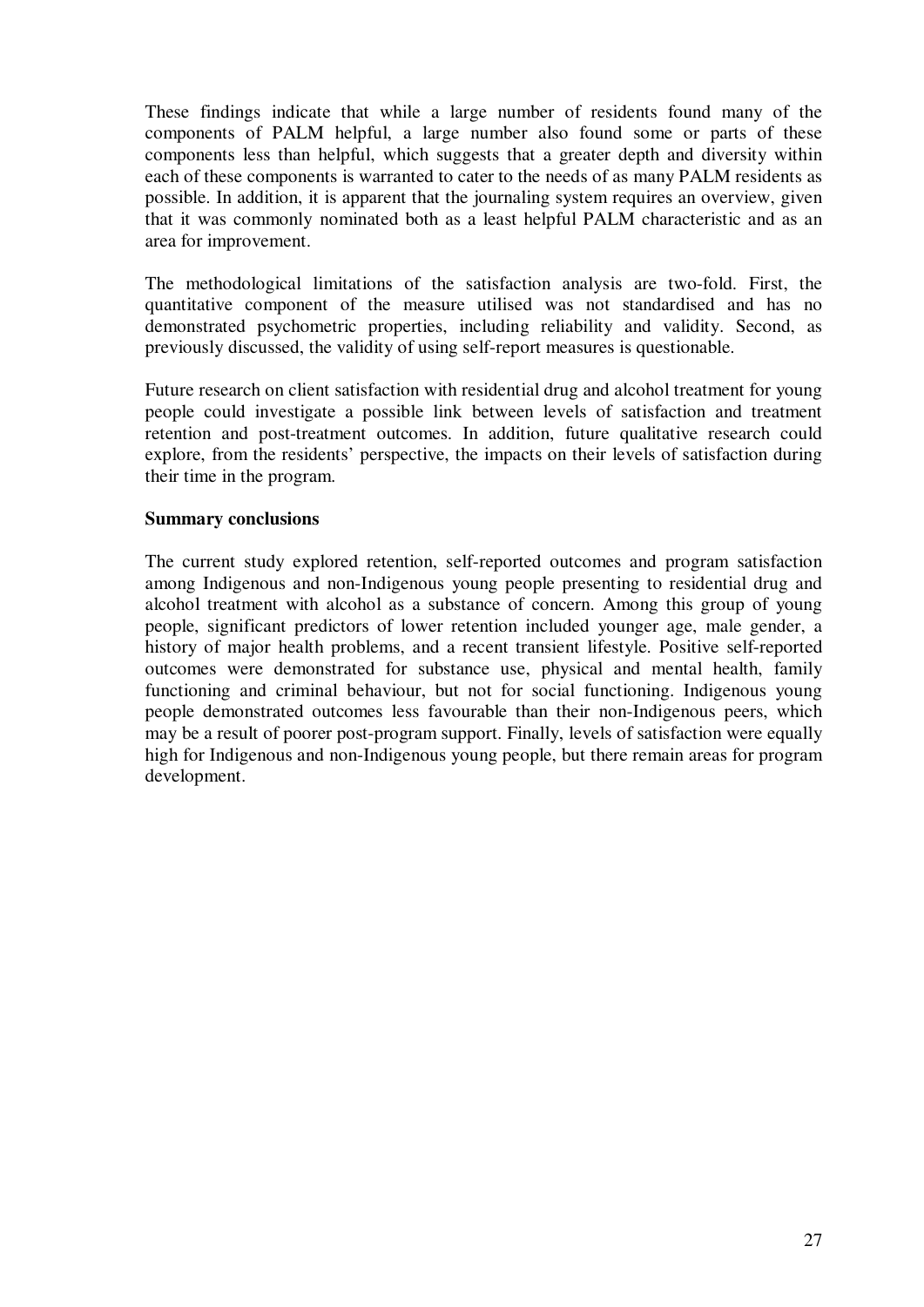These findings indicate that while a large number of residents found many of the components of PALM helpful, a large number also found some or parts of these components less than helpful, which suggests that a greater depth and diversity within each of these components is warranted to cater to the needs of as many PALM residents as possible. In addition, it is apparent that the journaling system requires an overview, given that it was commonly nominated both as a least helpful PALM characteristic and as an area for improvement.

The methodological limitations of the satisfaction analysis are two-fold. First, the quantitative component of the measure utilised was not standardised and has no demonstrated psychometric properties, including reliability and validity. Second, as previously discussed, the validity of using self-report measures is questionable.

Future research on client satisfaction with residential drug and alcohol treatment for young people could investigate a possible link between levels of satisfaction and treatment retention and post-treatment outcomes. In addition, future qualitative research could explore, from the residents' perspective, the impacts on their levels of satisfaction during their time in the program.

**Summary conclusions**

The current study explored retention, self-reported outcomes and program satisfaction among Indigenous and non-Indigenous young people presenting to residential drug and alcohol treatment with alcohol as a substance of concern. Among this group of young people, significant predictors of lower retention included younger age, male gender, a history of major health problems, and a recent transient lifestyle. Positive self-reported outcomes were demonstrated for substance use, physical and mental health, family functioning and criminal behaviour, but not for social functioning. Indigenous young people demonstrated outcomes less favourable than their non-Indigenous peers, which may be a result of poorer post-program support. Finally, levels of satisfaction were equally high for Indigenous and non-Indigenous young people, but there remain areas for program development.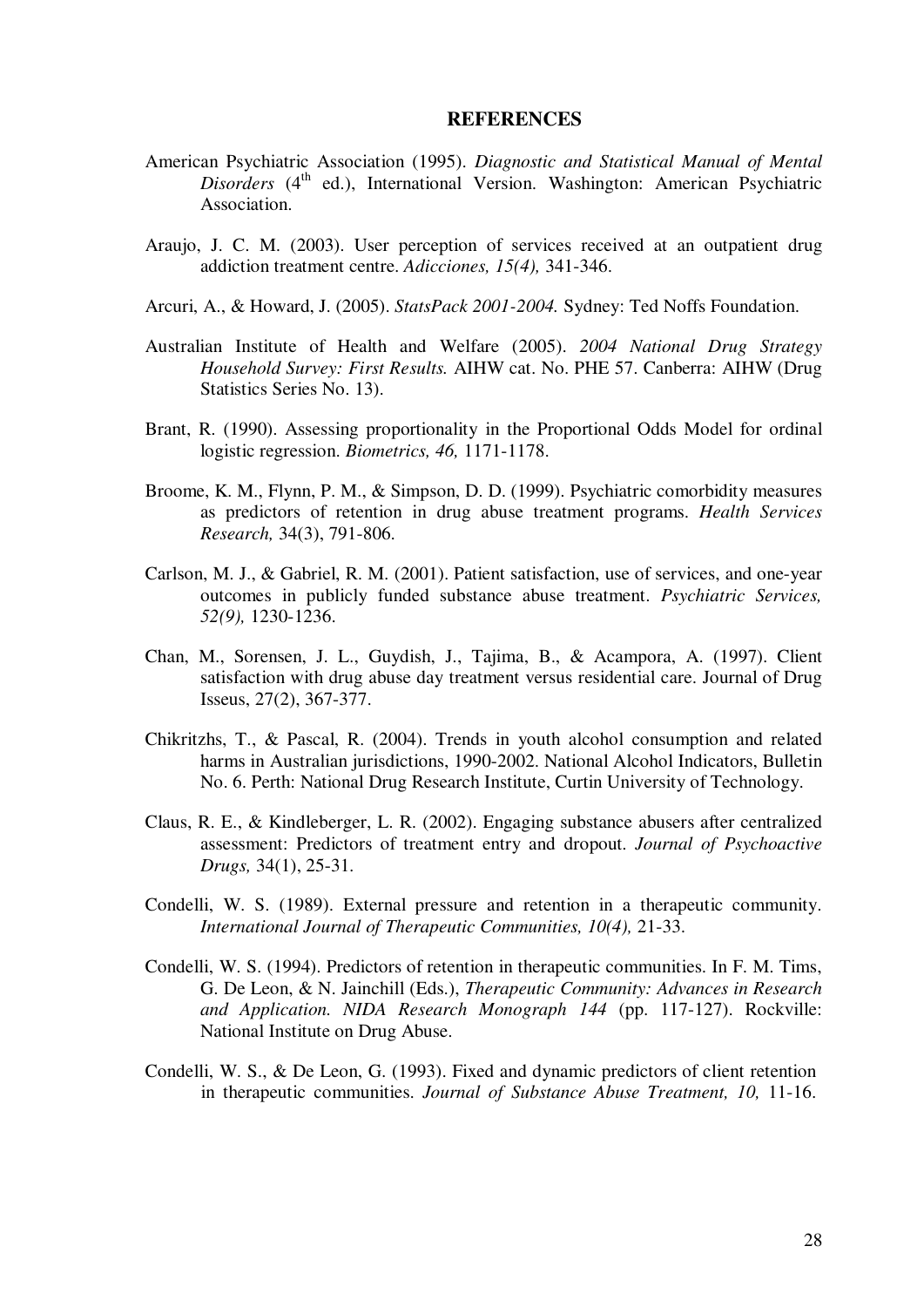## REFERENCES

American Psychiatric Association (1995). *Diagnostic and Statistical Manual of Mental Disorders* (4th ed.), International Version. Washington: American Psychiatric Association.

Araujo, J. C. M. (2003). User perception of services received at an outpatient drug addiction treatment centre. *Adicciones, 15(4),* 341-346.

Arcuri, A., & Howard, J. (2005). *StatsPack 2001-2004.* Sydney: Ted Noffs Foundation.

Australian Institute of Health and Welfare (2005). *2004 National Drug Strategy Household Survey: First Results.* AIHW cat. No. PHE 57. Canberra: AIHW (Drug Statistics Series No. 13).

Brant, R. (1990). Assessing proportionality in the Proportional Odds Model for ordinal logistic regression. *Biometrics, 46,* 1171-1178.

Broome, K. M., Flynn, P. M., & Simpson, D. D. (1999). Psychiatric comorbidity measures as predictors of retention in drug abuse treatment programs. *Health Services Research,* 34(3), 791-806.

Carlson, M. J., & Gabriel, R. M. (2001). Patient satisfaction, use of services, and one-year outcomes in publicly funded substance abuse treatment. *Psychiatric Services, 52(9),* 1230-1236.

Chan, M., Sorensen, J. L., Guydish, J., Tajima, B., & Acampora, A. (1997). Client satisfaction with drug abuse day treatment versus residential care. Journal of Drug Isseus, 27(2), 367-377.

Chikritzhs, T., & Pascal, R. (2004). Trends in youth alcohol consumption and related harms in Australian jurisdictions, 1990-2002. National Alcohol Indicators, Bulletin No. 6. Perth: National Drug Research Institute, Curtin University of Technology.

Claus, R. E., & Kindleberger, L. R. (2002). Engaging substance abusers after centralized assessment: Predictors of treatment entry and dropout. *Journal of Psychoactive Drugs,* 34(1), 25-31.

Condelli, W. S. (1989). External pressure and retention in a therapeutic community. *International Journal of Therapeutic Communities, 10(4),* 21-33.

Condelli, W. S. (1994). Predictors of retention in therapeutic communities. In F. M. Tims, G. De Leon, & N. Jainchill (Eds.), *Therapeutic Community: Advances in Research and Application. NIDA Research Monograph 144* (pp. 117-127). Rockville: National Institute on Drug Abuse.

Condelli, W. S., & De Leon, G. (1993). Fixed and dynamic predictors of client retention in therapeutic communities. *Journal of Substance Abuse Treatment, 10,* 11-16.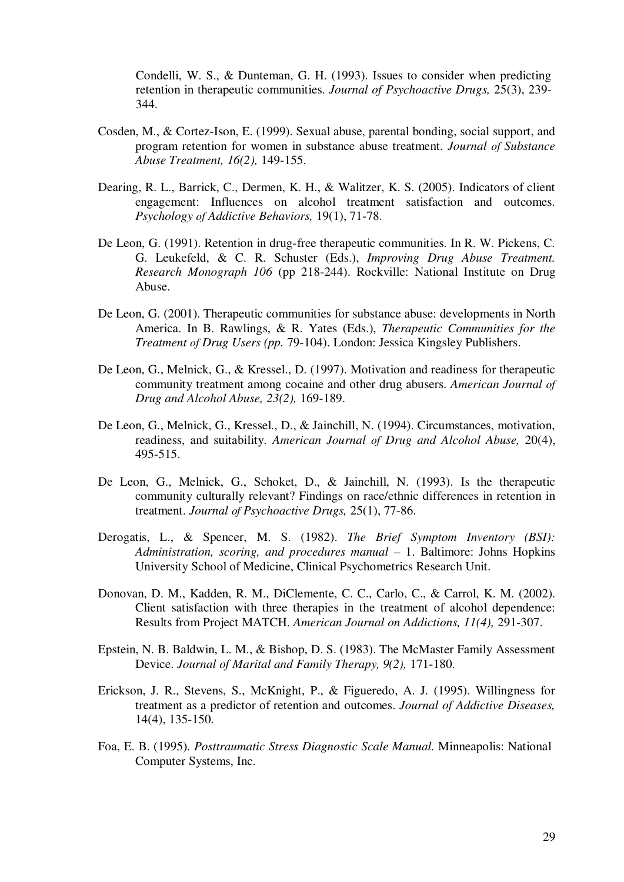Condelli, W. S., & Dunteman, G. H. (1993). Issues to consider when predicting retention in therapeutic communities. *Journal of Psychoactive Drugs,* 25(3), 239-344.

Cosden, M., & Cortez-Ison, E. (1999). Sexual abuse, parental bonding, social support, and program retention for women in substance abuse treatment. *Journal of Substance Abuse Treatment, 16(2),* 149-155.

Dearing, R. L., Barrick, C., Dermen, K. H., & Walitzer, K. S. (2005). Indicators of client engagement: Influences on alcohol treatment satisfaction and outcomes. *Psychology of Addictive Behaviors,* 19(1), 71-78.

De Leon, G. (1991). Retention in drug-free therapeutic communities. In R. W. Pickens, C. G. Leukefeld, & C. R. Schuster (Eds.), *Improving Drug Abuse Treatment. Research Monograph 106* (pp 218-244). Rockville: National Institute on Drug Abuse.

De Leon, G. (2001). Therapeutic communities for substance abuse: developments in North America. In B. Rawlings, & R. Yates (Eds.), *Therapeutic Communities for the Treatment of Drug Users (pp.* 79-104). London: Jessica Kingsley Publishers.

De Leon, G., Melnick, G., & Kressel., D. (1997). Motivation and readiness for therapeutic community treatment among cocaine and other drug abusers. *American Journal of Drug and Alcohol Abuse, 23(2),* 169-189.

De Leon, G., Melnick, G., Kressel., D., & Jainchill, N. (1994). Circumstances, motivation, readiness, and suitability. *American Journal of Drug and Alcohol Abuse,* 20(4), 495-515.

De Leon, G., Melnick, G., Schoket, D., & Jainchill, N. (1993). Is the therapeutic community culturally relevant? Findings on race/ethnic differences in retention in treatment. *Journal of Psychoactive Drugs,* 25(1), 77-86.

Derogatis, L., & Spencer, M. S. (1982). *The Brief Symptom Inventory (BSI): Administration, scoring, and procedures manual* – 1. Baltimore: Johns Hopkins University School of Medicine, Clinical Psychometrics Research Unit.

Donovan, D. M., Kadden, R. M., DiClemente, C. C., Carlo, C., & Carrol, K. M. (2002). Client satisfaction with three therapies in the treatment of alcohol dependence: Results from Project MATCH. *American Journal on Addictions, 11(4),* 291-307.

Epstein, N. B. Baldwin, L. M., & Bishop, D. S. (1983). The McMaster Family Assessment Device. *Journal of Marital and Family Therapy, 9(2),* 171-180.

Erickson, J. R., Stevens, S., McKnight, P., & Figueredo, A. J. (1995). Willingness for treatment as a predictor of retention and outcomes. *Journal of Addictive Diseases,* 14(4), 135-150.

Foa, E. B. (1995). *Posttraumatic Stress Diagnostic Scale Manual.* Minneapolis: National Computer Systems, Inc.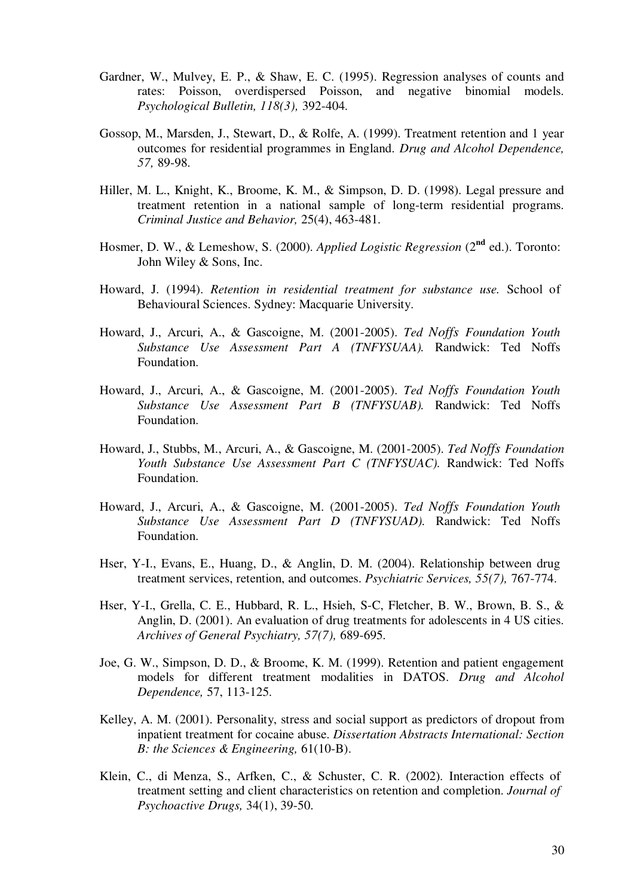Gardner, W., Mulvey, E. P., & Shaw, E. C. (1995). Regression analyses of counts and rates: Poisson, overdispersed Poisson, and negative binomial models. *Psychological Bulletin, 118(3),* 392-404.

Gossop, M., Marsden, J., Stewart, D., & Rolfe, A. (1999). Treatment retention and 1 year outcomes for residential programmes in England. *Drug and Alcohol Dependence, 57,* 89-98.

Hiller, M. L., Knight, K., Broome, K. M., & Simpson, D. D. (1998). Legal pressure and treatment retention in a national sample of long-term residential programs. *Criminal Justice and Behavior,* 25(4), 463-481.

Hosmer, D. W., & Lemeshow, S. (2000). *Applied Logistic Regression* (2**nd** ed.). Toronto: John Wiley & Sons, Inc.

Howard, J. (1994). *Retention in residential treatment for substance use.* School of Behavioural Sciences. Sydney: Macquarie University.

Howard, J., Arcuri, A., & Gascoigne, M. (2001-2005). *Ted Noffs Foundation Youth Substance Use Assessment Part A (TNFYSUAA).* Randwick: Ted Noffs Foundation.

Howard, J., Arcuri, A., & Gascoigne, M. (2001-2005). *Ted Noffs Foundation Youth Substance Use Assessment Part B (TNFYSUAB).* Randwick: Ted Noffs Foundation.

Howard, J., Stubbs, M., Arcuri, A., & Gascoigne, M. (2001-2005). *Ted Noffs Foundation Youth Substance Use Assessment Part C (TNFYSUAC).* Randwick: Ted Noffs Foundation.

Howard, J., Arcuri, A., & Gascoigne, M. (2001-2005). *Ted Noffs Foundation Youth Substance Use Assessment Part D (TNFYSUAD).* Randwick: Ted Noffs Foundation.

Hser, Y-I., Evans, E., Huang, D., & Anglin, D. M. (2004). Relationship between drug treatment services, retention, and outcomes. *Psychiatric Services, 55(7),* 767-774.

Hser, Y-I., Grella, C. E., Hubbard, R. L., Hsieh, S-C, Fletcher, B. W., Brown, B. S., & Anglin, D. (2001). An evaluation of drug treatments for adolescents in 4 US cities. *Archives of General Psychiatry, 57(7),* 689-695.

Joe, G. W., Simpson, D. D., & Broome, K. M. (1999). Retention and patient engagement models for different treatment modalities in DATOS. *Drug and Alcohol Dependence,* 57, 113-125.

Kelley, A. M. (2001). Personality, stress and social support as predictors of dropout from inpatient treatment for cocaine abuse. *Dissertation Abstracts International: Section B: the Sciences & Engineering,* 61(10-B).

Klein, C., di Menza, S., Arfken, C., & Schuster, C. R. (2002). Interaction effects of treatment setting and client characteristics on retention and completion. *Journal of Psychoactive Drugs,* 34(1), 39-50.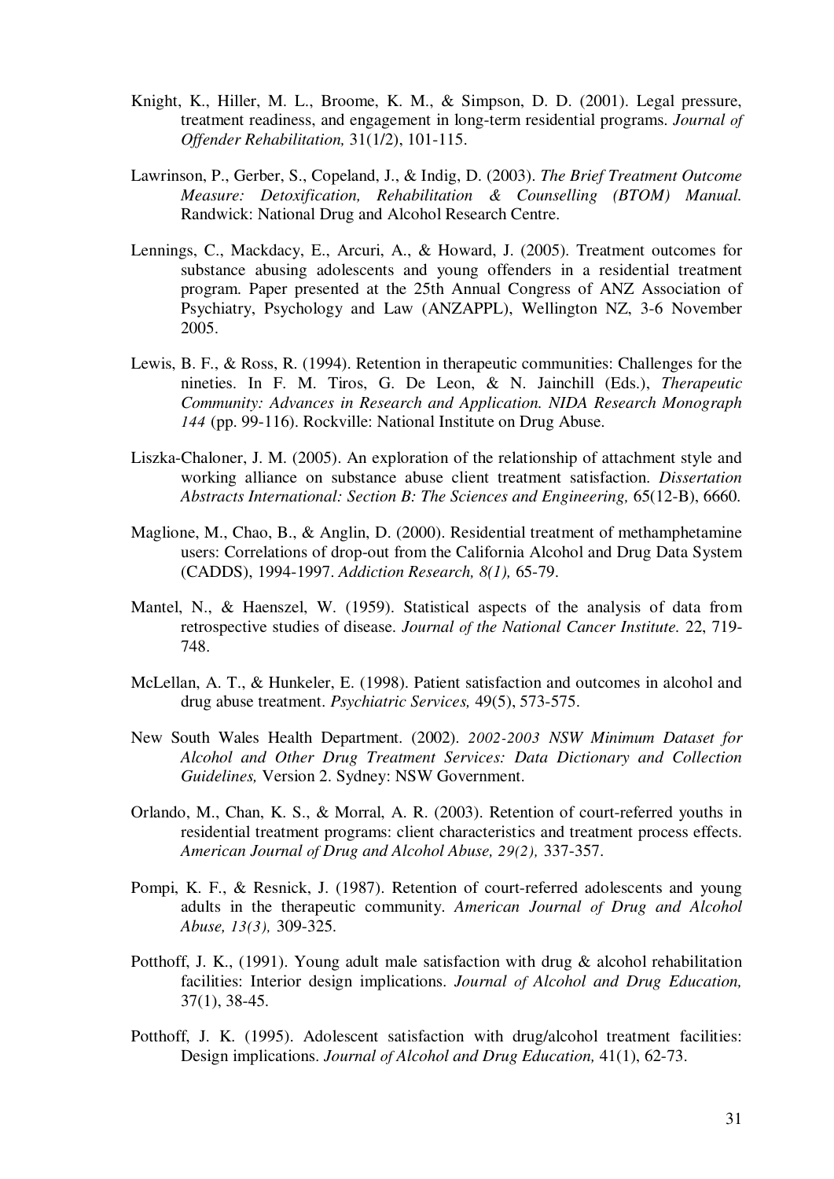Knight, K., Hiller, M. L., Broome, K. M., & Simpson, D. D. (2001). Legal pressure, treatment readiness, and engagement in long-term residential programs. *Journal of Offender Rehabilitation,* 31(1/2), 101-115.

Lawrinson, P., Gerber, S., Copeland, J., & Indig, D. (2003). *The Brief Treatment Outcome Measure: Detoxification, Rehabilitation & Counselling (BTOM) Manual.* Randwick: National Drug and Alcohol Research Centre.

Lennings, C., Mackdacy, E., Arcuri, A., & Howard, J. (2005). Treatment outcomes for substance abusing adolescents and young offenders in a residential treatment program. Paper presented at the 25th Annual Congress of ANZ Association of Psychiatry, Psychology and Law (ANZAPPL), Wellington NZ, 3-6 November 2005.

Lewis, B. F., & Ross, R. (1994). Retention in therapeutic communities: Challenges for the nineties. In F. M. Tiros, G. De Leon, & N. Jainchill (Eds.), *Therapeutic Community: Advances in Research and Application. NIDA Research Monograph 144* (pp. 99-116). Rockville: National Institute on Drug Abuse.

Liszka-Chaloner, J. M. (2005). An exploration of the relationship of attachment style and working alliance on substance abuse client treatment satisfaction. *Dissertation Abstracts International: Section B: The Sciences and Engineering,* 65(12-B), 6660.

Maglione, M., Chao, B., & Anglin, D. (2000). Residential treatment of methamphetamine users: Correlations of drop-out from the California Alcohol and Drug Data System (CADDS), 1994-1997. *Addiction Research, 8(1),* 65-79.

Mantel, N., & Haenszel, W. (1959). Statistical aspects of the analysis of data from retrospective studies of disease. *Journal of the National Cancer Institute.* 22, 719-748.

McLellan, A. T., & Hunkeler, E. (1998). Patient satisfaction and outcomes in alcohol and drug abuse treatment. *Psychiatric Services,* 49(5), 573-575.

New South Wales Health Department. (2002). *2002-2003 NSW Minimum Dataset for Alcohol and Other Drug Treatment Services: Data Dictionary and Collection Guidelines,* Version 2. Sydney: NSW Government.

Orlando, M., Chan, K. S., & Morral, A. R. (2003). Retention of court-referred youths in residential treatment programs: client characteristics and treatment process effects. *American Journal of Drug and Alcohol Abuse, 29(2),* 337-357.

Pompi, K. F., & Resnick, J. (1987). Retention of court-referred adolescents and young adults in the therapeutic community. *American Journal of Drug and Alcohol Abuse, 13(3),* 309-325.

Potthoff, J. K., (1991). Young adult male satisfaction with drug & alcohol rehabilitation facilities: Interior design implications. *Journal of Alcohol and Drug Education,* 37(1), 38-45.

Potthoff, J. K. (1995). Adolescent satisfaction with drug/alcohol treatment facilities: Design implications. *Journal of Alcohol and Drug Education,* 41(1), 62-73.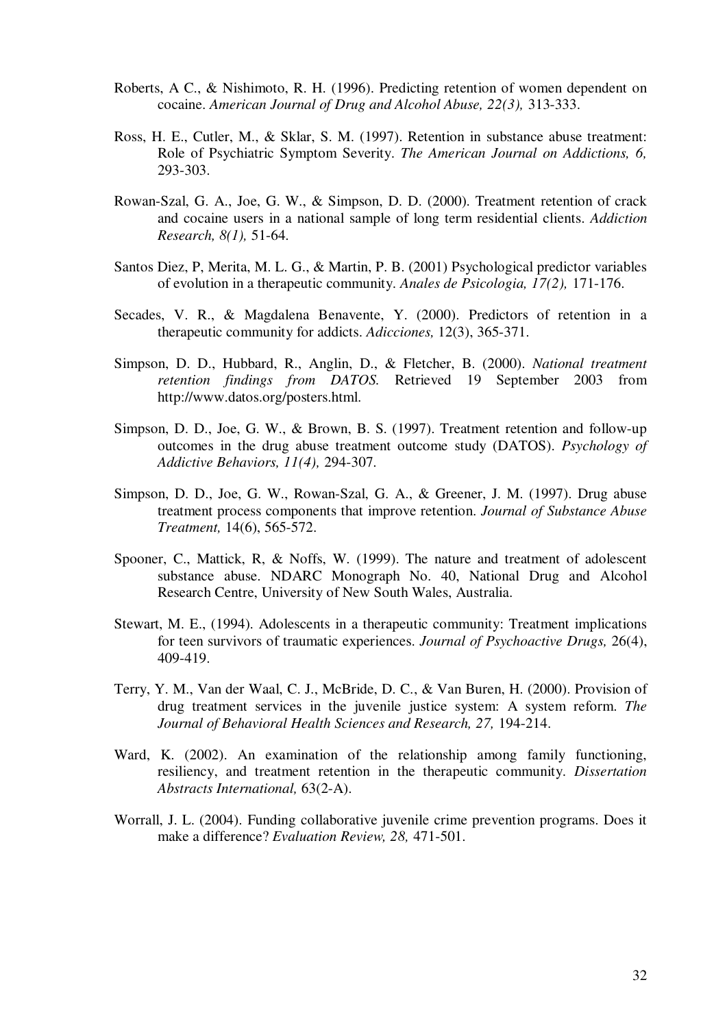Roberts, A C., & Nishimoto, R. H. (1996). Predicting retention of women dependent on cocaine. *American Journal of Drug and Alcohol Abuse, 22(3),* 313-333.

Ross, H. E., Cutler, M., & Sklar, S. M. (1997). Retention in substance abuse treatment: Role of Psychiatric Symptom Severity. *The American Journal on Addictions, 6,* 293-303.

Rowan-Szal, G. A., Joe, G. W., & Simpson, D. D. (2000). Treatment retention of crack and cocaine users in a national sample of long term residential clients. *Addiction Research, 8(1),* 51-64.

Santos Diez, P, Merita, M. L. G., & Martin, P. B. (2001) Psychological predictor variables of evolution in a therapeutic community. *Anales de Psicologia, 17(2),* 171-176.

Secades, V. R., & Magdalena Benavente, Y. (2000). Predictors of retention in a therapeutic community for addicts. *Adicciones,* 12(3), 365-371.

Simpson, D. D., Hubbard, R., Anglin, D., & Fletcher, B. (2000). *National treatment retention findings from DATOS.* Retrieved 19 September 2003 from http://www.datos.org/posters.html.

Simpson, D. D., Joe, G. W., & Brown, B. S. (1997). Treatment retention and follow-up outcomes in the drug abuse treatment outcome study (DATOS). *Psychology of Addictive Behaviors, 11(4),* 294-307.

Simpson, D. D., Joe, G. W., Rowan-Szal, G. A., & Greener, J. M. (1997). Drug abuse treatment process components that improve retention. *Journal of Substance Abuse Treatment,* 14(6), 565-572.

Spooner, C., Mattick, R, & Noffs, W. (1999). The nature and treatment of adolescent substance abuse. NDARC Monograph No. 40, National Drug and Alcohol Research Centre, University of New South Wales, Australia.

Stewart, M. E., (1994). Adolescents in a therapeutic community: Treatment implications for teen survivors of traumatic experiences. *Journal of Psychoactive Drugs,* 26(4), 409-419.

Terry, Y. M., Van der Waal, C. J., McBride, D. C., & Van Buren, H. (2000). Provision of drug treatment services in the juvenile justice system: A system reform. *The Journal of Behavioral Health Sciences and Research, 27,* 194-214.

Ward, K. (2002). An examination of the relationship among family functioning, resiliency, and treatment retention in the therapeutic community. *Dissertation Abstracts International,* 63(2-A).

Worrall, J. L. (2004). Funding collaborative juvenile crime prevention programs. Does it make a difference? *Evaluation Review, 28,* 471-501.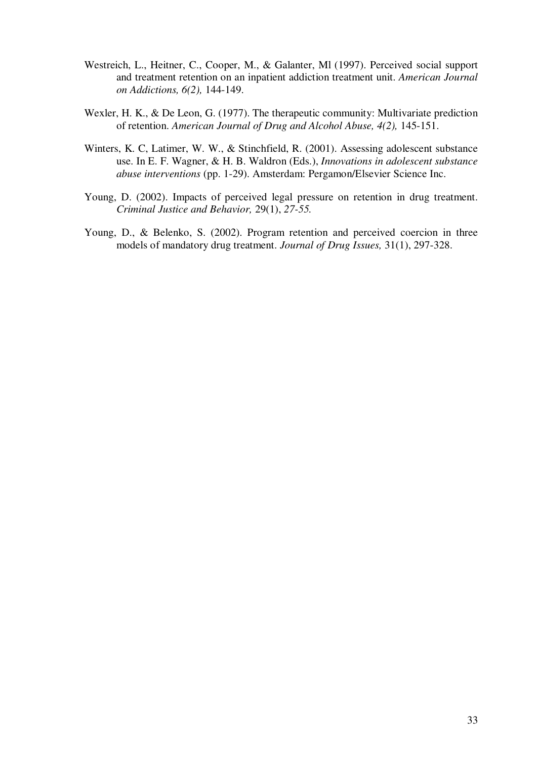Westreich, L., Heitner, C., Cooper, M., & Galanter, Ml (1997). Perceived social support and treatment retention on an inpatient addiction treatment unit. *American Journal on Addictions, 6(2),* 144-149.

Wexler, H. K., & De Leon, G. (1977). The therapeutic community: Multivariate prediction of retention. *American Journal of Drug and Alcohol Abuse, 4(2),* 145-151.

Winters, K. C, Latimer, W. W., & Stinchfield, R. (2001). Assessing adolescent substance use. In E. F. Wagner, & H. B. Waldron (Eds.), *Innovations in adolescent substance abuse interventions* (pp. 1-29). Amsterdam: Pergamon/Elsevier Science Inc.

Young, D. (2002). Impacts of perceived legal pressure on retention in drug treatment. *Criminal Justice and Behavior,* 29(1), *27-55.*

Young, D., & Belenko, S. (2002). Program retention and perceived coercion in three models of mandatory drug treatment. *Journal of Drug Issues,* 31(1), 297-328.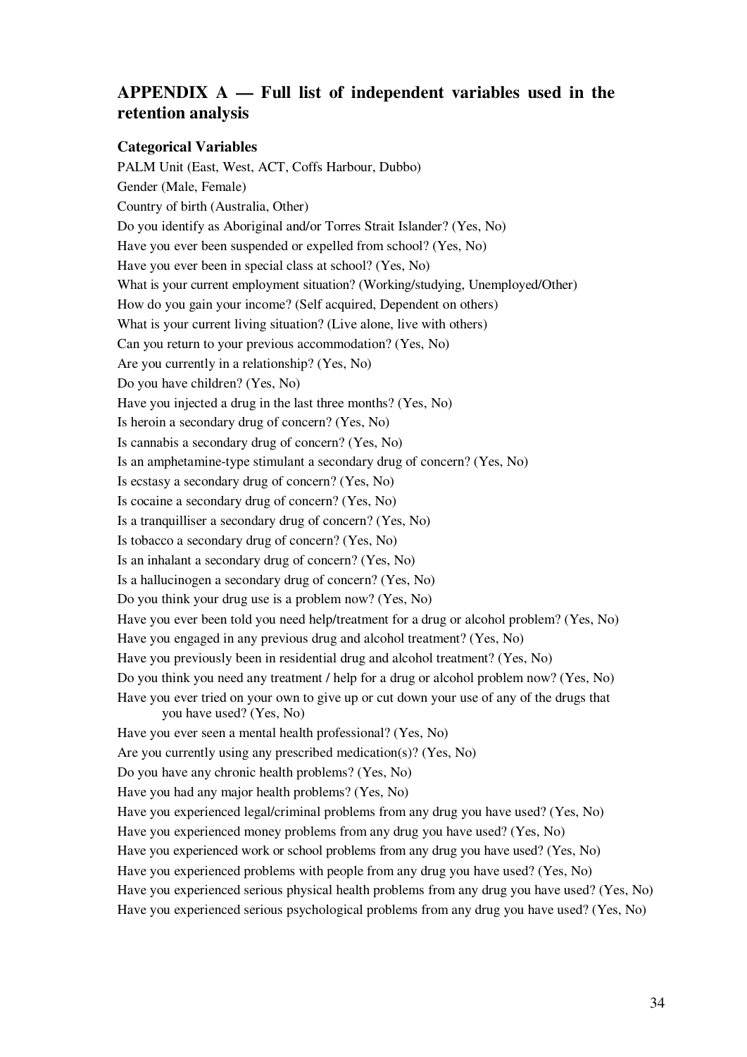## APPENDIX A — Full list of independent variables used in the retention analysis

### Categorical Variables

PALM Unit (East, West, ACT, Coffs Harbour, Dubbo)

Gender (Male, Female)

Country of birth (Australia, Other)

Do you identify as Aboriginal and/or Torres Strait Islander? (Yes, No)

Have you ever been suspended or expelled from school? (Yes, No)

Have you ever been in special class at school? (Yes, No)

What is your current employment situation? (Working/studying, Unemployed/Other)

How do you gain your income? (Self acquired, Dependent on others)

What is your current living situation? (Live alone, live with others)

Can you return to your previous accommodation? (Yes, No)

Are you currently in a relationship? (Yes, No)

Do you have children? (Yes, No)

Have you injected a drug in the last three months? (Yes, No)

Is heroin a secondary drug of concern? (Yes, No)

Is cannabis a secondary drug of concern? (Yes, No)

Is an amphetamine-type stimulant a secondary drug of concern? (Yes, No)

Is ecstasy a secondary drug of concern? (Yes, No)

Is cocaine a secondary drug of concern? (Yes, No)

Is a tranquilliser a secondary drug of concern? (Yes, No)

Is tobacco a secondary drug of concern? (Yes, No)

Is an inhalant a secondary drug of concern? (Yes, No)

Is a hallucinogen a secondary drug of concern? (Yes, No)

Do you think your drug use is a problem now? (Yes, No)

Have you ever been told you need help/treatment for a drug or alcohol problem? (Yes, No)

Have you engaged in any previous drug and alcohol treatment? (Yes, No)

Have you previously been in residential drug and alcohol treatment? (Yes, No)

Do you think you need any treatment / help for a drug or alcohol problem now? (Yes, No)

Have you ever tried on your own to give up or cut down your use of any of the drugs that you have used? (Yes, No)

Have you ever seen a mental health professional? (Yes, No)

Are you currently using any prescribed medication(s)? (Yes, No)

Do you have any chronic health problems? (Yes, No)

Have you had any major health problems? (Yes, No)

Have you experienced legal/criminal problems from any drug you have used? (Yes, No)

Have you experienced money problems from any drug you have used? (Yes, No)

Have you experienced work or school problems from any drug you have used? (Yes, No)

Have you experienced problems with people from any drug you have used? (Yes, No)

Have you experienced serious physical health problems from any drug you have used? (Yes, No)

Have you experienced serious psychological problems from any drug you have used? (Yes, No)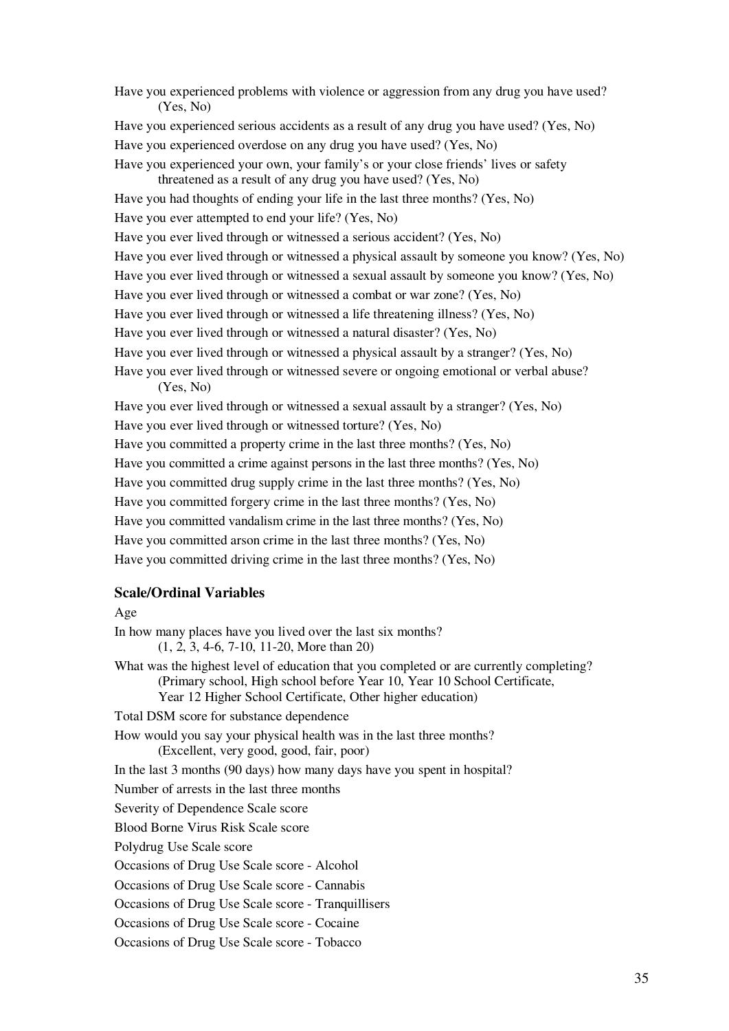Have you experienced problems with violence or aggression from any drug you have used? (Yes, No)

Have you experienced serious accidents as a result of any drug you have used? (Yes, No)

Have you experienced overdose on any drug you have used? (Yes, No)

Have you experienced your own, your family's or your close friends' lives or safety threatened as a result of any drug you have used? (Yes, No)

Have you had thoughts of ending your life in the last three months? (Yes, No)

Have you ever attempted to end your life? (Yes, No)

Have you ever lived through or witnessed a serious accident? (Yes, No)

Have you ever lived through or witnessed a physical assault by someone you know? (Yes, No)

Have you ever lived through or witnessed a sexual assault by someone you know? (Yes, No)

Have you ever lived through or witnessed a combat or war zone? (Yes, No)

Have you ever lived through or witnessed a life threatening illness? (Yes, No)

Have you ever lived through or witnessed a natural disaster? (Yes, No)

Have you ever lived through or witnessed a physical assault by a stranger? (Yes, No)

Have you ever lived through or witnessed severe or ongoing emotional or verbal abuse? (Yes, No)

Have you ever lived through or witnessed a sexual assault by a stranger? (Yes, No)

Have you ever lived through or witnessed torture? (Yes, No)

Have you committed a property crime in the last three months? (Yes, No)

Have you committed a crime against persons in the last three months? (Yes, No)

Have you committed drug supply crime in the last three months? (Yes, No)

Have you committed forgery crime in the last three months? (Yes, No)

Have you committed vandalism crime in the last three months? (Yes, No)

Have you committed arson crime in the last three months? (Yes, No)

Have you committed driving crime in the last three months? (Yes, No)

### Scale/Ordinal Variables

Age

In how many places have you lived over the last six months? (1, 2, 3, 4-6, 7-10, 11-20, More than 20)

What was the highest level of education that you completed or are currently completing? (Primary school, High school before Year 10, Year 10 School Certificate, Year 12 Higher School Certificate, Other higher education)

Total DSM score for substance dependence

How would you say your physical health was in the last three months? (Excellent, very good, good, fair, poor)

In the last 3 months (90 days) how many days have you spent in hospital?

Number of arrests in the last three months

Severity of Dependence Scale score

Blood Borne Virus Risk Scale score

Polydrug Use Scale score

Occasions of Drug Use Scale score - Alcohol

Occasions of Drug Use Scale score - Cannabis

Occasions of Drug Use Scale score - Tranquillisers

Occasions of Drug Use Scale score - Cocaine

Occasions of Drug Use Scale score - Tobacco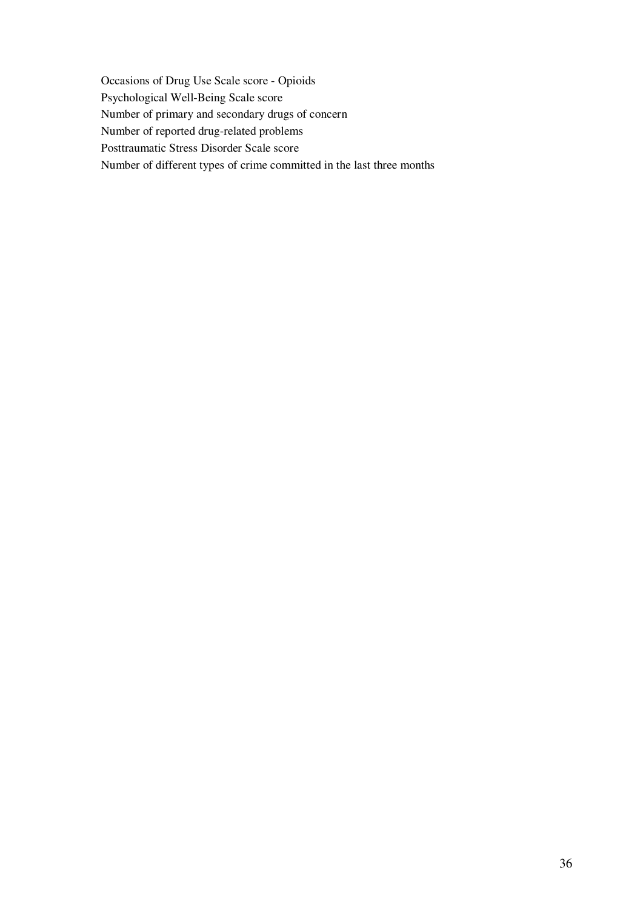Occasions of Drug Use Scale score - Opioids
Psychological Well-Being Scale score
Number of primary and secondary drugs of concern
Number of reported drug-related problems
Posttraumatic Stress Disorder Scale score
Number of different types of crime committed in the last three months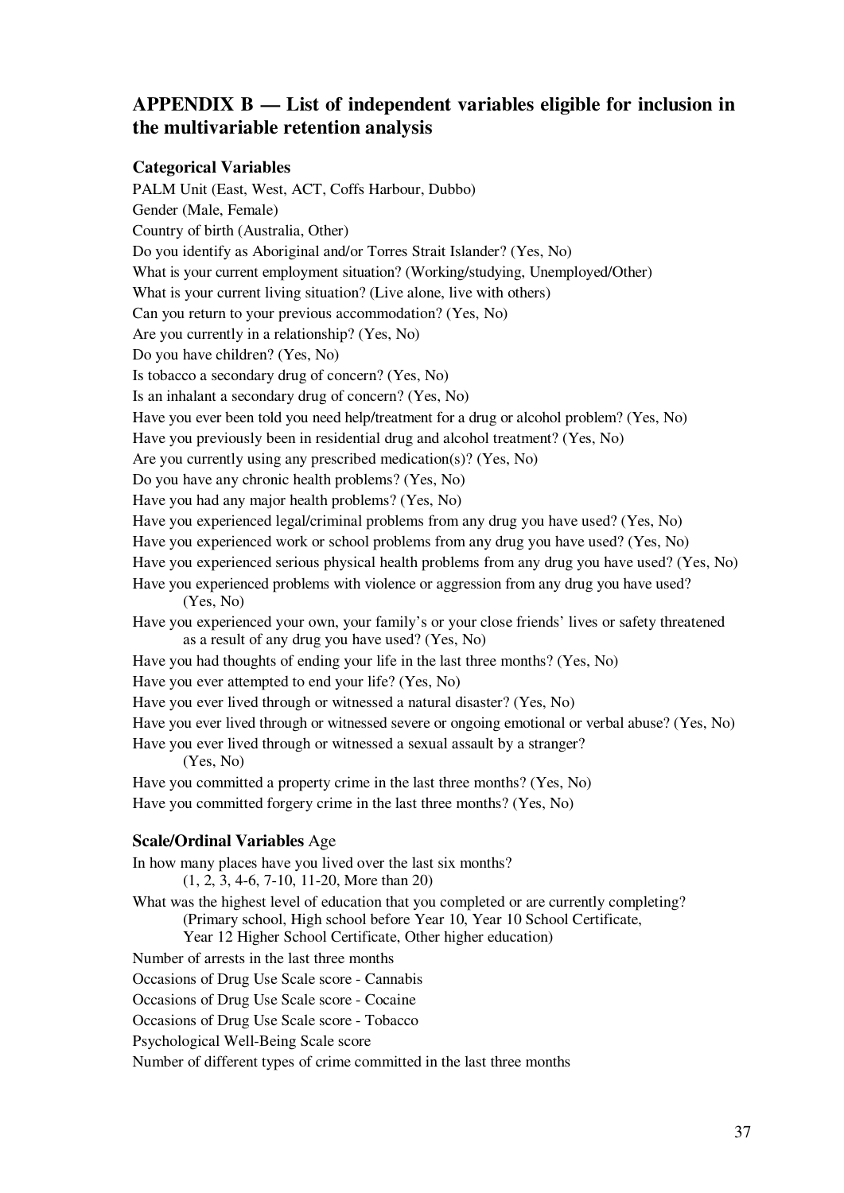## APPENDIX B — List of independent variables eligible for inclusion in the multivariable retention analysis

### Categorical Variables

PALM Unit (East, West, ACT, Coffs Harbour, Dubbo)

Gender (Male, Female)

Country of birth (Australia, Other)

Do you identify as Aboriginal and/or Torres Strait Islander? (Yes, No)

What is your current employment situation? (Working/studying, Unemployed/Other)

What is your current living situation? (Live alone, live with others)

Can you return to your previous accommodation? (Yes, No)

Are you currently in a relationship? (Yes, No)

Do you have children? (Yes, No)

Is tobacco a secondary drug of concern? (Yes, No)

Is an inhalant a secondary drug of concern? (Yes, No)

Have you ever been told you need help/treatment for a drug or alcohol problem? (Yes, No)

Have you previously been in residential drug and alcohol treatment? (Yes, No)

Are you currently using any prescribed medication(s)? (Yes, No)

Do you have any chronic health problems? (Yes, No)

Have you had any major health problems? (Yes, No)

Have you experienced legal/criminal problems from any drug you have used? (Yes, No)

Have you experienced work or school problems from any drug you have used? (Yes, No)

Have you experienced serious physical health problems from any drug you have used? (Yes, No)

Have you experienced problems with violence or aggression from any drug you have used? (Yes, No)

Have you experienced your own, your family's or your close friends' lives or safety threatened as a result of any drug you have used? (Yes, No)

Have you had thoughts of ending your life in the last three months? (Yes, No)

Have you ever attempted to end your life? (Yes, No)

Have you ever lived through or witnessed a natural disaster? (Yes, No)

Have you ever lived through or witnessed severe or ongoing emotional or verbal abuse? (Yes, No)

Have you ever lived through or witnessed a sexual assault by a stranger? (Yes, No)

Have you committed a property crime in the last three months? (Yes, No)

Have you committed forgery crime in the last three months? (Yes, No)

### Scale/Ordinal Variables

Age

In how many places have you lived over the last six months? (1, 2, 3, 4-6, 7-10, 11-20, More than 20)

What was the highest level of education that you completed or are currently completing? (Primary school, High school before Year 10, Year 10 School Certificate, Year 12 Higher School Certificate, Other higher education)

Number of arrests in the last three months

Occasions of Drug Use Scale score - Cannabis

Occasions of Drug Use Scale score - Cocaine

Occasions of Drug Use Scale score - Tobacco

Psychological Well-Being Scale score

Number of different types of crime committed in the last three months